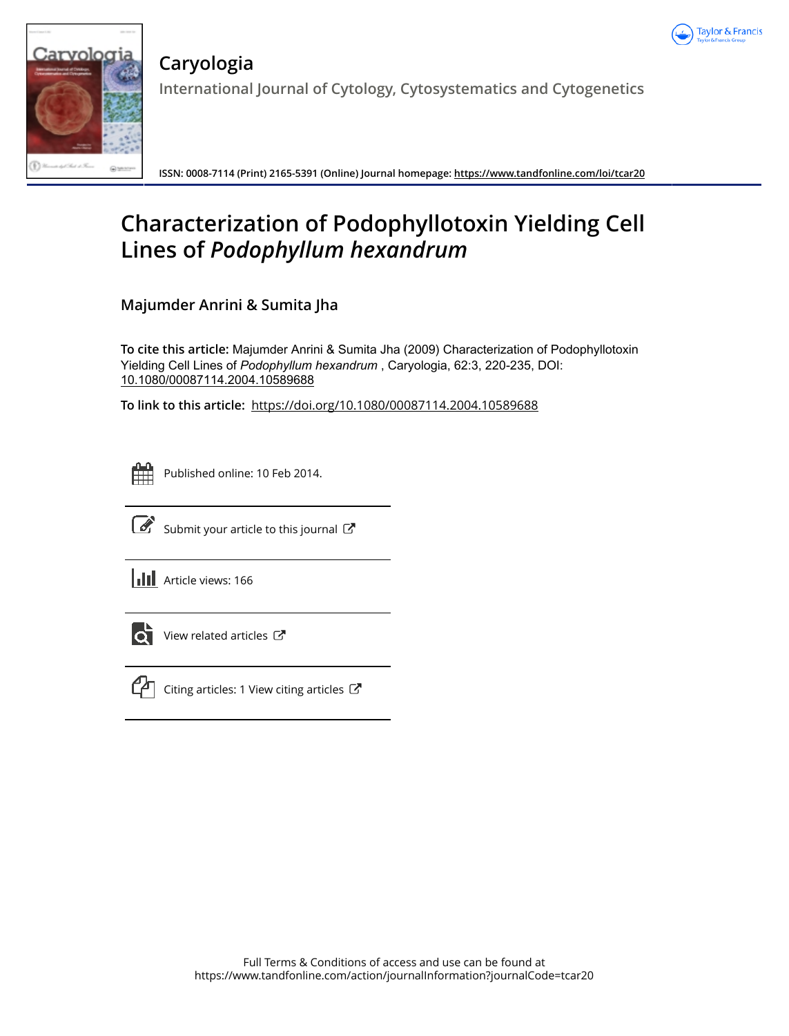# Caryologia

International Journal of Cytology, Cytosystematics and Cytogenetics

ISSN: 0008-7114 (Print) 2165-5391 (Online) Journal homepage: https://www.tandfonline.com/loi/tcar20

# Characterization of Podophyllotoxin Yielding Cell Lines of *Podophyllum hexandrum*

**Majumder Anrini & Sumita Jha**

**To cite this article:** Majumder Anrini & Sumita Jha (2009) Characterization of Podophyllotoxin Yielding Cell Lines of *Podophyllum hexandrum* , Caryologia, 62:3, 220-235, DOI: 10.1080/00087114.2004.10589688

**To link to this article:** https://doi.org/10.1080/00087114.2004.10589688

Published online: 10 Feb 2014.

Submit your article to this journal

Article views: 166

View related articles

Citing articles: 1 View citing articles

Full Terms & Conditions of access and use can be found at https://www.tandfonline.com/action/journalInformation?journalCode=tcar20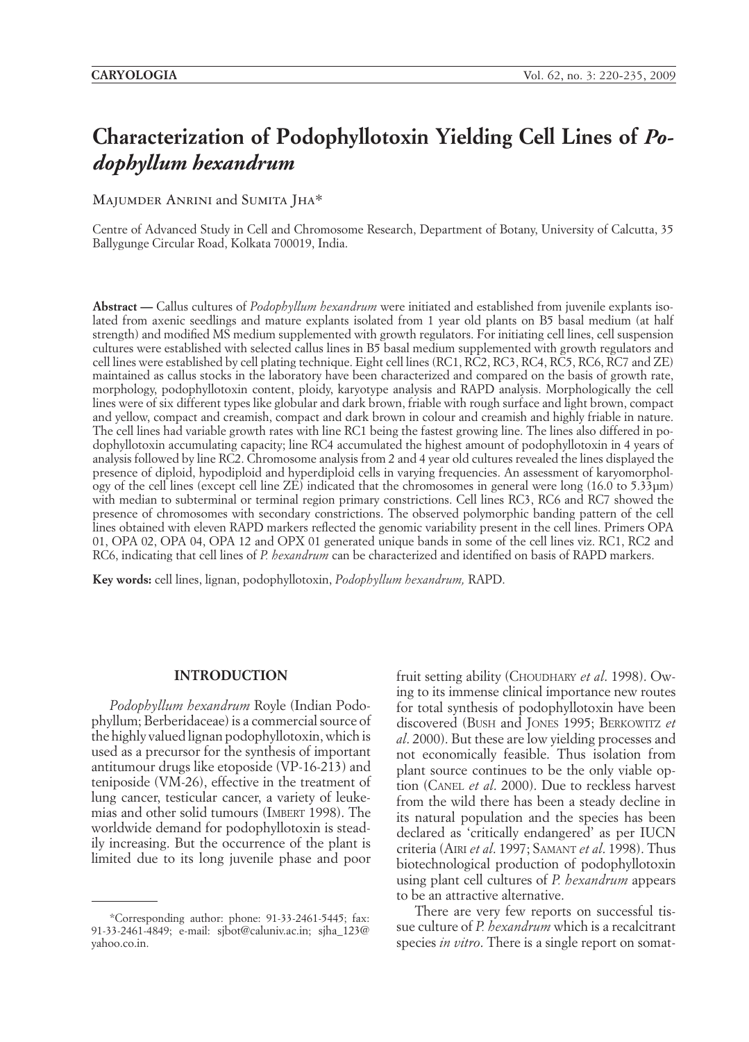# Characterization of Podophyllotoxin Yielding Cell Lines of *Podophyllum hexandrum*

Majumder Anrini and Sumita Jha*

Centre of Advanced Study in Cell and Chromosome Research, Department of Botany, University of Calcutta, 35 Ballygunge Circular Road, Kolkata 700019, India.

**Abstract —** Callus cultures of *Podophyllum hexandrum* were initiated and established from juvenile explants isolated from axenic seedlings and mature explants isolated from 1 year old plants on B5 basal medium (at half strength) and modified MS medium supplemented with growth regulators. For initiating cell lines, cell suspension cultures were established with selected callus lines in B5 basal medium supplemented with growth regulators and cell lines were established by cell plating technique. Eight cell lines (RC1, RC2, RC3, RC4, RC5, RC6, RC7 and ZE) maintained as callus stocks in the laboratory have been characterized and compared on the basis of growth rate, morphology, podophyllotoxin content, ploidy, karyotype analysis and RAPD analysis. Morphologically the cell lines were of six different types like globular and dark brown, friable with rough surface and light brown, compact and yellow, compact and creamish, compact and dark brown in colour and creamish and highly friable in nature. The cell lines had variable growth rates with line RC1 being the fastest growing line. The lines also differed in podophyllotoxin accumulating capacity; line RC4 accumulated the highest amount of podophyllotoxin in 4 years of analysis followed by line RC2. Chromosome analysis from 2 and 4 year old cultures revealed the lines displayed the presence of diploid, hypodiploid and hyperdiploid cells in varying frequencies. An assessment of karyomorphology of the cell lines (except cell line ZE) indicated that the chromosomes in general were long (16.0 to 5.33µm) with median to subterminal or terminal region primary constrictions. Cell lines RC3, RC6 and RC7 showed the presence of chromosomes with secondary constrictions. The observed polymorphic banding pattern of the cell lines obtained with eleven RAPD markers reflected the genomic variability present in the cell lines. Primers OPA 01, OPA 02, OPA 04, OPA 12 and OPX 01 generated unique bands in some of the cell lines viz. RC1, RC2 and RC6, indicating that cell lines of *P. hexandrum* can be characterized and identified on basis of RAPD markers.

**Key words:** cell lines, lignan, podophyllotoxin, *Podophyllum hexandrum,* RAPD.

## INTRODUCTION

*Podophyllum hexandrum* Royle (Indian Podophyllum; Berberidaceae) is a commercial source of the highly valued lignan podophyllotoxin, which is used as a precursor for the synthesis of important antitumour drugs like etoposide (VP-16-213) and teniposide (VM-26), effective in the treatment of lung cancer, testicular cancer, a variety of leukemias and other solid tumours (Imbert 1998). The worldwide demand for podophyllotoxin is steadily increasing. But the occurrence of the plant is limited due to its long juvenile phase and poor fruit setting ability (Choudhary *et al*. 1998). Owing to its immense clinical importance new routes for total synthesis of podophyllotoxin have been discovered (Bush and Jones 1995; Berkowitz *et al*. 2000). But these are low yielding processes and not economically feasible. Thus isolation from plant source continues to be the only viable option (Canel *et al*. 2000). Due to reckless harvest from the wild there has been a steady decline in its natural population and the species has been declared as 'critically endangered' as per IUCN criteria (Airi *et al*. 1997; Samant *et al*. 1998). Thus biotechnological production of podophyllotoxin using plant cell cultures of *P. hexandrum* appears to be an attractive alternative.

There are very few reports on successful tissue culture of *P. hexandrum* which is a recalcitrant species *in vitro*. There is a single report on somat-

*Corresponding author: phone: 91-33-2461-5445; fax: 91-33-2461-4849; e-mail: sjbot@caluniv.ac.in; sjha_123@yahoo.co.in.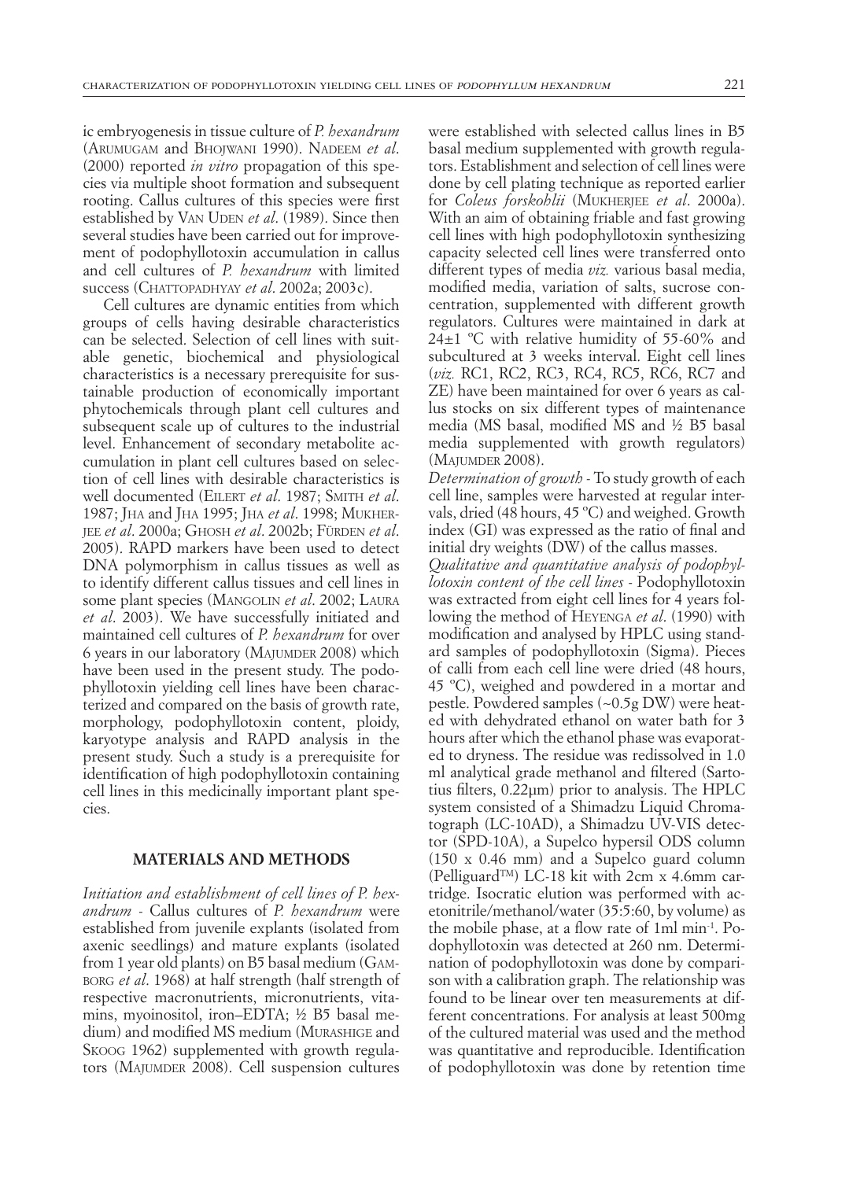ic embryogenesis in tissue culture of *P. hexandrum* (Arumugam and Bhojwani 1990). Nadeem *et al*. (2000) reported *in vitro* propagation of this species via multiple shoot formation and subsequent rooting. Callus cultures of this species were first established by Van Uden *et al*. (1989). Since then several studies have been carried out for improvement of podophyllotoxin accumulation in callus and cell cultures of *P. hexandrum* with limited success (Chattopadhyay *et al*. 2002a; 2003c).

Cell cultures are dynamic entities from which groups of cells having desirable characteristics can be selected. Selection of cell lines with suitable genetic, biochemical and physiological characteristics is a necessary prerequisite for sustainable production of economically important phytochemicals through plant cell cultures and subsequent scale up of cultures to the industrial level. Enhancement of secondary metabolite accumulation in plant cell cultures based on selection of cell lines with desirable characteristics is well documented (Eilert *et al*. 1987; Smith *et al*. 1987; Jha and Jha 1995; Jha *et al*. 1998; Mukherjee *et al*. 2000a; Ghosh *et al*. 2002b; Fürden *et al*. 2005). RAPD markers have been used to detect DNA polymorphism in callus tissues as well as to identify different callus tissues and cell lines in some plant species (Mangolin *et al*. 2002; Laura *et al*. 2003). We have successfully initiated and maintained cell cultures of *P. hexandrum* for over 6 years in our laboratory (Majumder 2008) which have been used in the present study. The podophyllotoxin yielding cell lines have been characterized and compared on the basis of growth rate, morphology, podophyllotoxin content, ploidy, karyotype analysis and RAPD analysis in the present study. Such a study is a prerequisite for identification of high podophyllotoxin containing cell lines in this medicinally important plant species.

## MATERIALS AND METHODS

*Initiation and establishment of cell lines of P. hexandrum* - Callus cultures of *P. hexandrum* were established from juvenile explants (isolated from axenic seedlings) and mature explants (isolated from 1 year old plants) on B5 basal medium (Gamborg *et al*. 1968) at half strength (half strength of respective macronutrients, micronutrients, vitamins, myoinositol, iron–EDTA; ½ B5 basal medium) and modified MS medium (Murashige and Skoog 1962) supplemented with growth regulators (Majumder 2008). Cell suspension cultures were established with selected callus lines in B5 basal medium supplemented with growth regulators. Establishment and selection of cell lines were done by cell plating technique as reported earlier for *Coleus forskohlii* (Mukherjee *et al*. 2000a). With an aim of obtaining friable and fast growing cell lines with high podophyllotoxin synthesizing capacity selected cell lines were transferred onto different types of media *viz.* various basal media, modified media, variation of salts, sucrose concentration, supplemented with different growth regulators. Cultures were maintained in dark at 24±1 ºC with relative humidity of 55-60% and subcultured at 3 weeks interval. Eight cell lines (*viz.* RC1, RC2, RC3, RC4, RC5, RC6, RC7 and ZE) have been maintained for over 6 years as callus stocks on six different types of maintenance media (MS basal, modified MS and ½ B5 basal media supplemented with growth regulators) (Majumder 2008).

*Determination of growth* - To study growth of each cell line, samples were harvested at regular intervals, dried (48 hours, 45 ºC) and weighed. Growth index (GI) was expressed as the ratio of final and initial dry weights (DW) of the callus masses.

*Qualitative and quantitative analysis of podophyllotoxin content of the cell lines* - Podophyllotoxin was extracted from eight cell lines for 4 years following the method of Heyenga *et al*. (1990) with modification and analysed by HPLC using standard samples of podophyllotoxin (Sigma). Pieces of calli from each cell line were dried (48 hours, 45 ºC), weighed and powdered in a mortar and pestle. Powdered samples (~0.5g DW) were heated with dehydrated ethanol on water bath for 3 hours after which the ethanol phase was evaporated to dryness. The residue was redissolved in 1.0 ml analytical grade methanol and filtered (Sartotius filters, 0.22μm) prior to analysis. The HPLC system consisted of a Shimadzu Liquid Chromatograph (LC-10AD), a Shimadzu UV-VIS detector (SPD-10A), a Supelco hypersil ODS column (150 x 0.46 mm) and a Supelco guard column (Pelliguard™) LC-18 kit with 2cm x 4.6mm cartridge. Isocratic elution was performed with acetonitrile/methanol/water (35:5:60, by volume) as the mobile phase, at a flow rate of 1ml min$^{-1}$. Podophyllotoxin was detected at 260 nm. Determination of podophyllotoxin was done by comparison with a calibration graph. The relationship was found to be linear over ten measurements at different concentrations. For analysis at least 500mg of the cultured material was used and the method was quantitative and reproducible. Identification of podophyllotoxin was done by retention time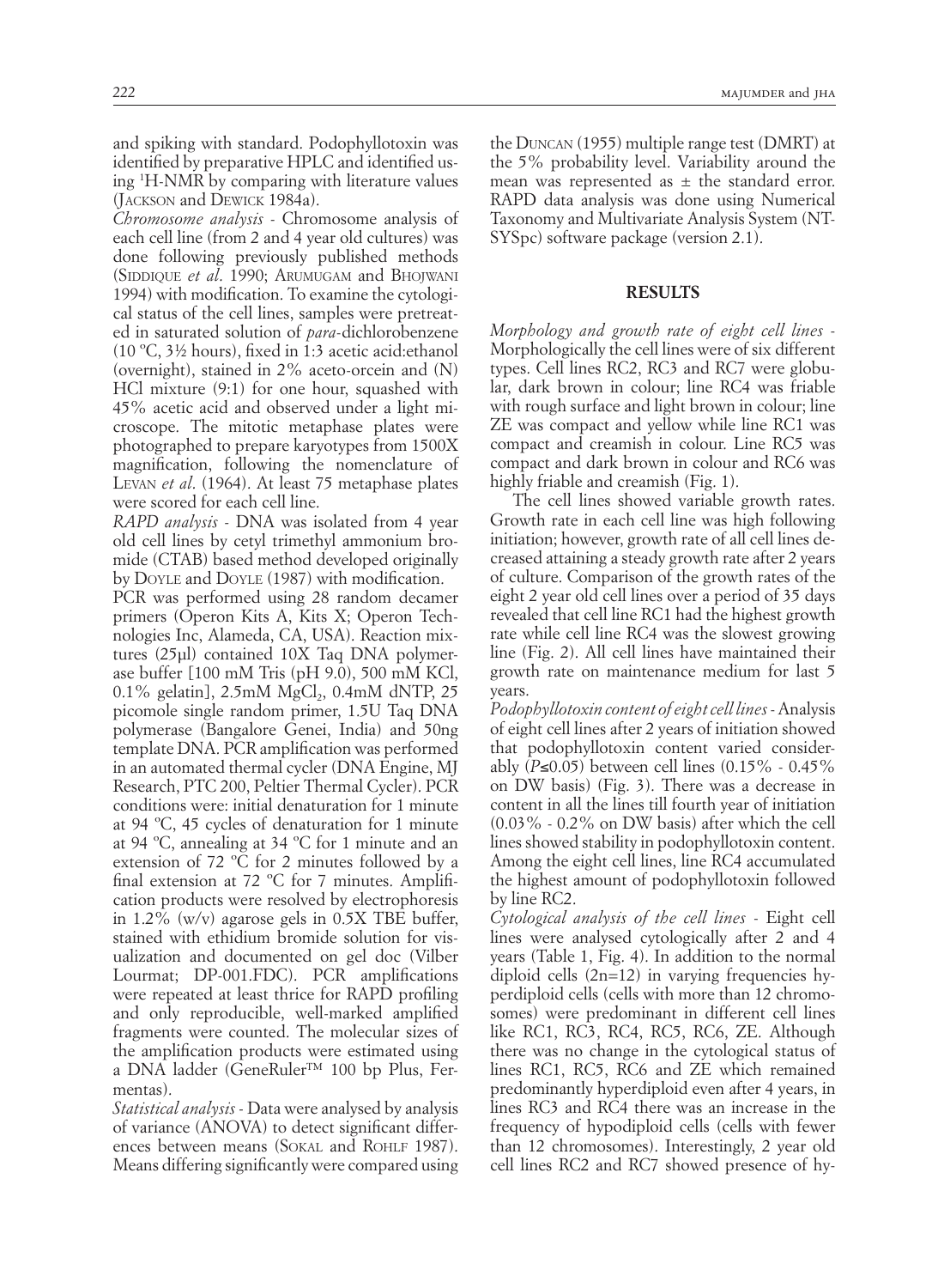and spiking with standard. Podophyllotoxin was identified by preparative HPLC and identified using $^{1}$H-NMR by comparing with literature values (Jackson and Dewick 1984a).

*Chromosome analysis* - Chromosome analysis of each cell line (from 2 and 4 year old cultures) was done following previously published methods (Siddique *et al*. 1990; Arumugam and Bhojwani 1994) with modification. To examine the cytological status of the cell lines, samples were pretreated in saturated solution of *para*-dichlorobenzene (10 ºC, 3½ hours), fixed in 1:3 acetic acid:ethanol (overnight), stained in 2% aceto-orcein and (N) HCl mixture (9:1) for one hour, squashed with 45% acetic acid and observed under a light microscope. The mitotic metaphase plates were photographed to prepare karyotypes from 1500X magnification, following the nomenclature of Levan *et al*. (1964). At least 75 metaphase plates were scored for each cell line.

*RAPD analysis* - DNA was isolated from 4 year old cell lines by cetyl trimethyl ammonium bromide (CTAB) based method developed originally by Doyle and Doyle (1987) with modification.

PCR was performed using 28 random decamer primers (Operon Kits A, Kits X; Operon Technologies Inc, Alameda, CA, USA). Reaction mixtures (25µl) contained 10X Taq DNA polymerase buffer [100 mM Tris (pH 9.0), 500 mM KCl, 0.1% gelatin], 2.5mM $MgCl_2$, 0.4mM dNTP, 25 picomole single random primer, 1.5U Taq DNA polymerase (Bangalore Genei, India) and 50ng template DNA. PCR amplification was performed in an automated thermal cycler (DNA Engine, MJ Research, PTC 200, Peltier Thermal Cycler). PCR conditions were: initial denaturation for 1 minute at 94 ºC, 45 cycles of denaturation for 1 minute at 94 ºC, annealing at 34 ºC for 1 minute and an extension of 72 ºC for 2 minutes followed by a final extension at 72 ºC for 7 minutes. Amplification products were resolved by electrophoresis in 1.2% (w/v) agarose gels in 0.5X TBE buffer, stained with ethidium bromide solution for visualization and documented on gel doc (Vilber Lourmat; DP-001.FDC). PCR amplifications were repeated at least thrice for RAPD profiling and only reproducible, well-marked amplified fragments were counted. The molecular sizes of the amplification products were estimated using a DNA ladder (GeneRuler™ 100 bp Plus, Fermentas).

*Statistical analysis* - Data were analysed by analysis of variance (ANOVA) to detect significant differences between means (Sokal and Rohlf 1987). Means differing significantly were compared using the Duncan (1955) multiple range test (DMRT) at the 5% probability level. Variability around the mean was represented as ± the standard error. RAPD data analysis was done using Numerical Taxonomy and Multivariate Analysis System (NTSYSpc) software package (version 2.1).

## RESULTS

*Morphology and growth rate of eight cell lines* - Morphologically the cell lines were of six different types. Cell lines RC2, RC3 and RC7 were globular, dark brown in colour; line RC4 was friable with rough surface and light brown in colour; line ZE was compact and yellow while line RC1 was compact and creamish in colour. Line RC5 was compact and dark brown in colour and RC6 was highly friable and creamish (Fig. 1).

The cell lines showed variable growth rates. Growth rate in each cell line was high following initiation; however, growth rate of all cell lines decreased attaining a steady growth rate after 2 years of culture. Comparison of the growth rates of the eight 2 year old cell lines over a period of 35 days revealed that cell line RC1 had the highest growth rate while cell line RC4 was the slowest growing line (Fig. 2). All cell lines have maintained their growth rate on maintenance medium for last 5 years.

*Podophyllotoxin content of eight cell lines* - Analysis of eight cell lines after 2 years of initiation showed that podophyllotoxin content varied considerably ($P \leq 0.05$) between cell lines (0.15% - 0.45% on DW basis) (Fig. 3). There was a decrease in content in all the lines till fourth year of initiation (0.03% - 0.2% on DW basis) after which the cell lines showed stability in podophyllotoxin content. Among the eight cell lines, line RC4 accumulated the highest amount of podophyllotoxin followed by line RC2.

*Cytological analysis of the cell lines* - Eight cell lines were analysed cytologically after 2 and 4 years (Table 1, Fig. 4). In addition to the normal diploid cells (2n=12) in varying frequencies hyperdiploid cells (cells with more than 12 chromosomes) were predominant in different cell lines like RC1, RC3, RC4, RC5, RC6, ZE. Although there was no change in the cytological status of lines RC1, RC5, RC6 and ZE which remained predominantly hyperdiploid even after 4 years, in lines RC3 and RC4 there was an increase in the frequency of hypodiploid cells (cells with fewer than 12 chromosomes). Interestingly, 2 year old cell lines RC2 and RC7 showed presence of hy-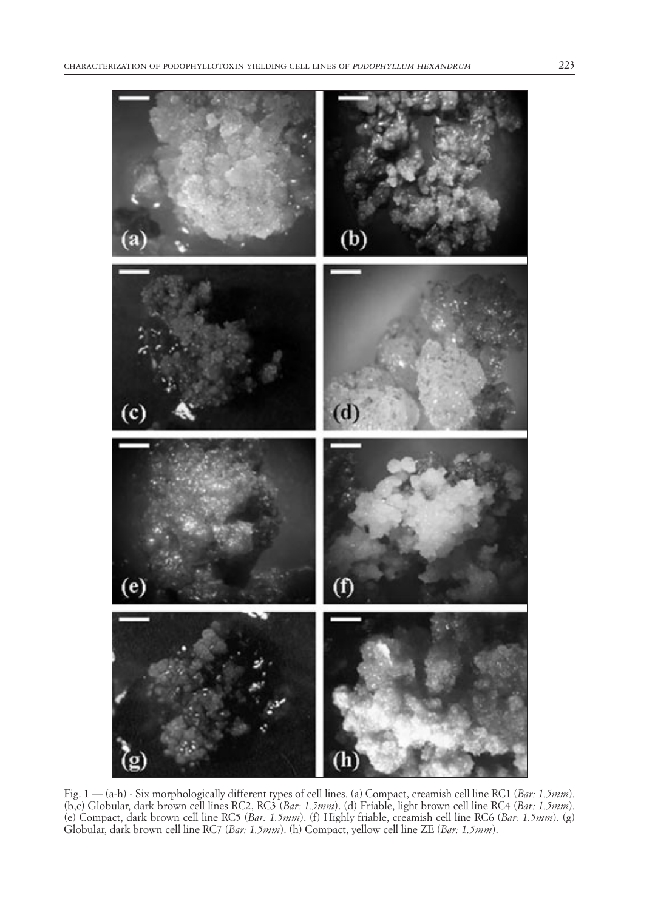Fig. 1 — (a-h) - Six morphologically different types of cell lines. (a) Compact, creamish cell line RC1 (*Bar: 1.5mm*). (b,c) Globular, dark brown cell lines RC2, RC3 (*Bar: 1.5mm*). (d) Friable, light brown cell line RC4 (*Bar: 1.5mm*). (e) Compact, dark brown cell line RC5 (*Bar: 1.5mm*). (f) Highly friable, creamish cell line RC6 (*Bar: 1.5mm*). (g) Globular, dark brown cell line RC7 (*Bar: 1.5mm*). (h) Compact, yellow cell line ZE (*Bar: 1.5mm*).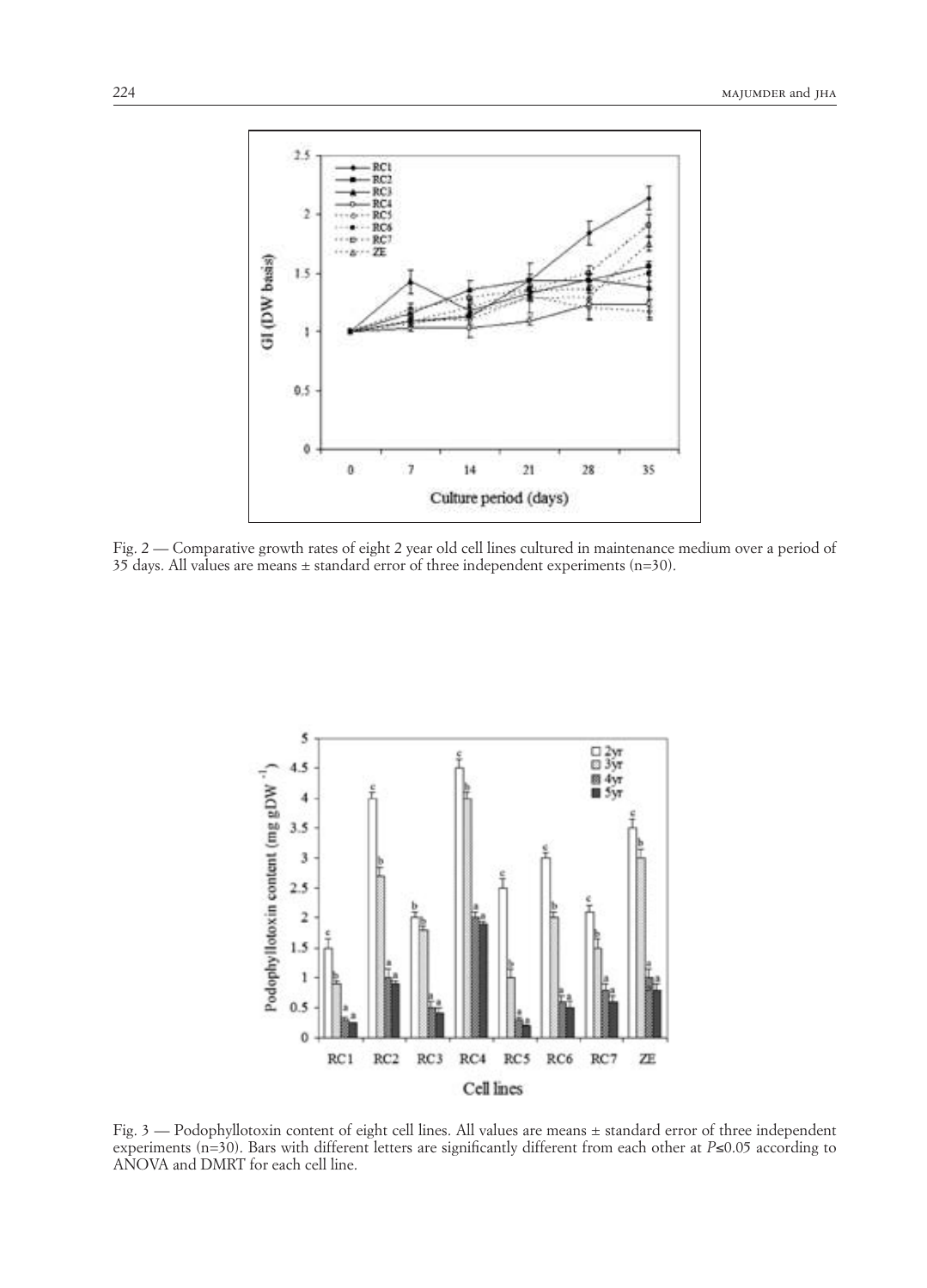Fig. 2 — Comparative growth rates of eight 2 year old cell lines cultured in maintenance medium over a period of 35 days. All values are means ± standard error of three independent experiments (n=30).

Fig. 3 — Podophyllotoxin content of eight cell lines. All values are means ± standard error of three independent experiments (n=30). Bars with different letters are significantly different from each other at $P \leq 0.05$ according to ANOVA and DMRT for each cell line.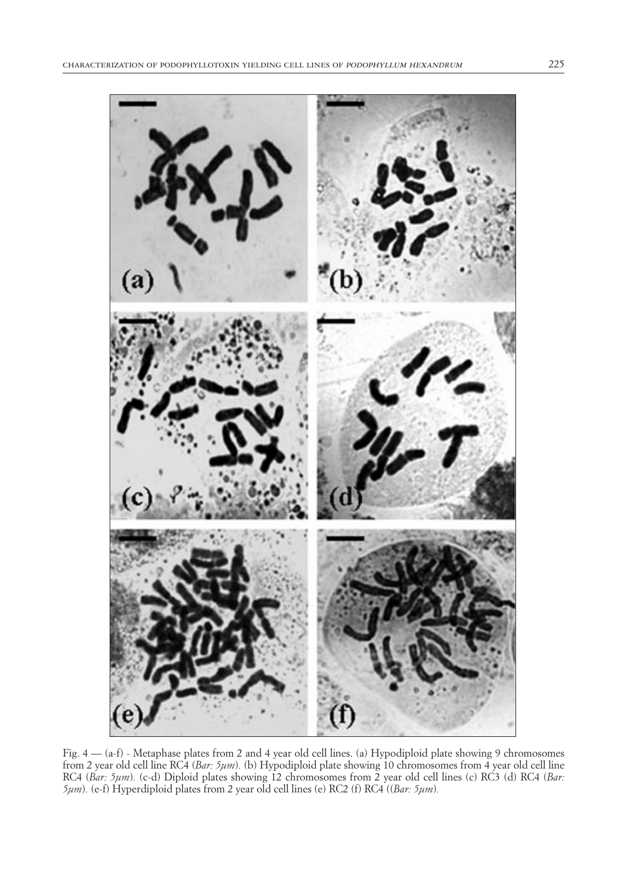Fig. 4 — (a-f) - Metaphase plates from 2 and 4 year old cell lines. (a) Hypodiploid plate showing 9 chromosomes from 2 year old cell line RC4 (*Bar: 5μm*). (b) Hypodiploid plate showing 10 chromosomes from 4 year old cell line RC4 (*Bar: 5μm*). (c-d) Diploid plates showing 12 chromosomes from 2 year old cell lines (c) RC3 (d) RC4 (*Bar: 5μm*). (e-f) Hyperdiploid plates from 2 year old cell lines (e) RC2 (f) RC4 ((*Bar: 5μm*).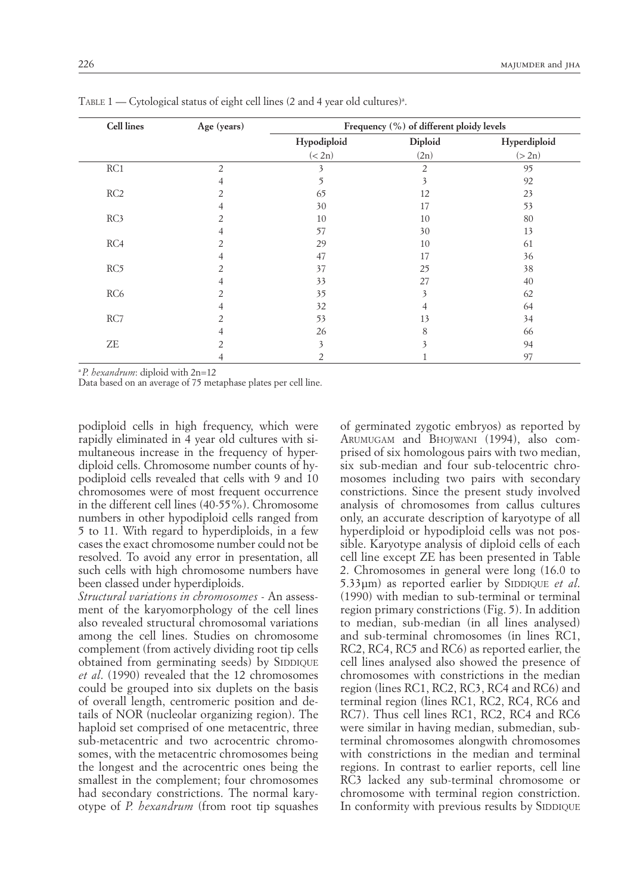TABLE 1 — Cytological status of eight cell lines (2 and 4 year old cultures)[a].

| Cell lines | Age (years) | Frequency (%) of different ploidy levels | | |
|---|---|---|---|---|
| | | Hypodiploid (< 2n) | Diploid (2n) | Hyperdiploid (> 2n) |
| RC1 | 2 | 3 | 2 | 95 |
| | 4 | 5 | 3 | 92 |
| RC2 | 2 | 65 | 12 | 23 |
| | 4 | 30 | 17 | 53 |
| RC3 | 2 | 10 | 10 | 80 |
| | 4 | 57 | 30 | 13 |
| RC4 | 2 | 29 | 10 | 61 |
| | 4 | 47 | 17 | 36 |
| RC5 | 2 | 37 | 25 | 38 |
| | 4 | 33 | 27 | 40 |
| RC6 | 2 | 35 | 3 | 62 |
| | 4 | 32 | 4 | 64 |
| RC7 | 2 | 53 | 13 | 34 |
| | 4 | 26 | 8 | 66 |
| ZE | 2 | 3 | 3 | 94 |
| | 4 | 2 | 1 | 97 |

[a] *P. hexandrum*: diploid with 2n=12
Data based on an average of 75 metaphase plates per cell line.

podiploid cells in high frequency, which were rapidly eliminated in 4 year old cultures with simultaneous increase in the frequency of hyperdiploid cells. Chromosome number counts of hypodiploid cells revealed that cells with 9 and 10 chromosomes were of most frequent occurrence in the different cell lines (40-55%). Chromosome numbers in other hypodiploid cells ranged from 5 to 11. With regard to hyperdiploids, in a few cases the exact chromosome number could not be resolved. To avoid any error in presentation, all such cells with high chromosome numbers have been classed under hyperdiploids.

*Structural variations in chromosomes* - An assessment of the karyomorphology of the cell lines also revealed structural chromosomal variations among the cell lines. Studies on chromosome complement (from actively dividing root tip cells obtained from germinating seeds) by SIDDIQUE *et al*. (1990) revealed that the 12 chromosomes could be grouped into six duplets on the basis of overall length, centromeric position and details of NOR (nucleolar organizing region). The haploid set comprised of one metacentric, three sub-metacentric and two acrocentric chromosomes, with the metacentric chromosomes being the longest and the acrocentric ones being the smallest in the complement; four chromosomes had secondary constrictions. The normal karyotype of *P. hexandrum* (from root tip squashes of germinated zygotic embryos) as reported by ARUMUGAM and BHOJWANI (1994), also comprised of six homologous pairs with two median, six sub-median and four sub-telocentric chromosomes including two pairs with secondary constrictions. Since the present study involved analysis of chromosomes from callus cultures only, an accurate description of karyotype of all hyperdiploid or hypodiploid cells was not possible. Karyotype analysis of diploid cells of each cell line except ZE has been presented in Table 2. Chromosomes in general were long (16.0 to 5.33µm) as reported earlier by SIDDIQUE *et al*. (1990) with median to sub-terminal or terminal region primary constrictions (Fig. 5). In addition to median, sub-median (in all lines analysed) and sub-terminal chromosomes (in lines RC1, RC2, RC4, RC5 and RC6) as reported earlier, the cell lines analysed also showed the presence of chromosomes with constrictions in the median region (lines RC1, RC2, RC3, RC4 and RC6) and terminal region (lines RC1, RC2, RC4, RC6 and RC7). Thus cell lines RC1, RC2, RC4 and RC6 were similar in having median, submedian, subterminal chromosomes alongwith chromosomes with constrictions in the median and terminal regions. In contrast to earlier reports, cell line RC3 lacked any sub-terminal chromosome or chromosome with terminal region constriction. In conformity with previous results by SIDDIQUE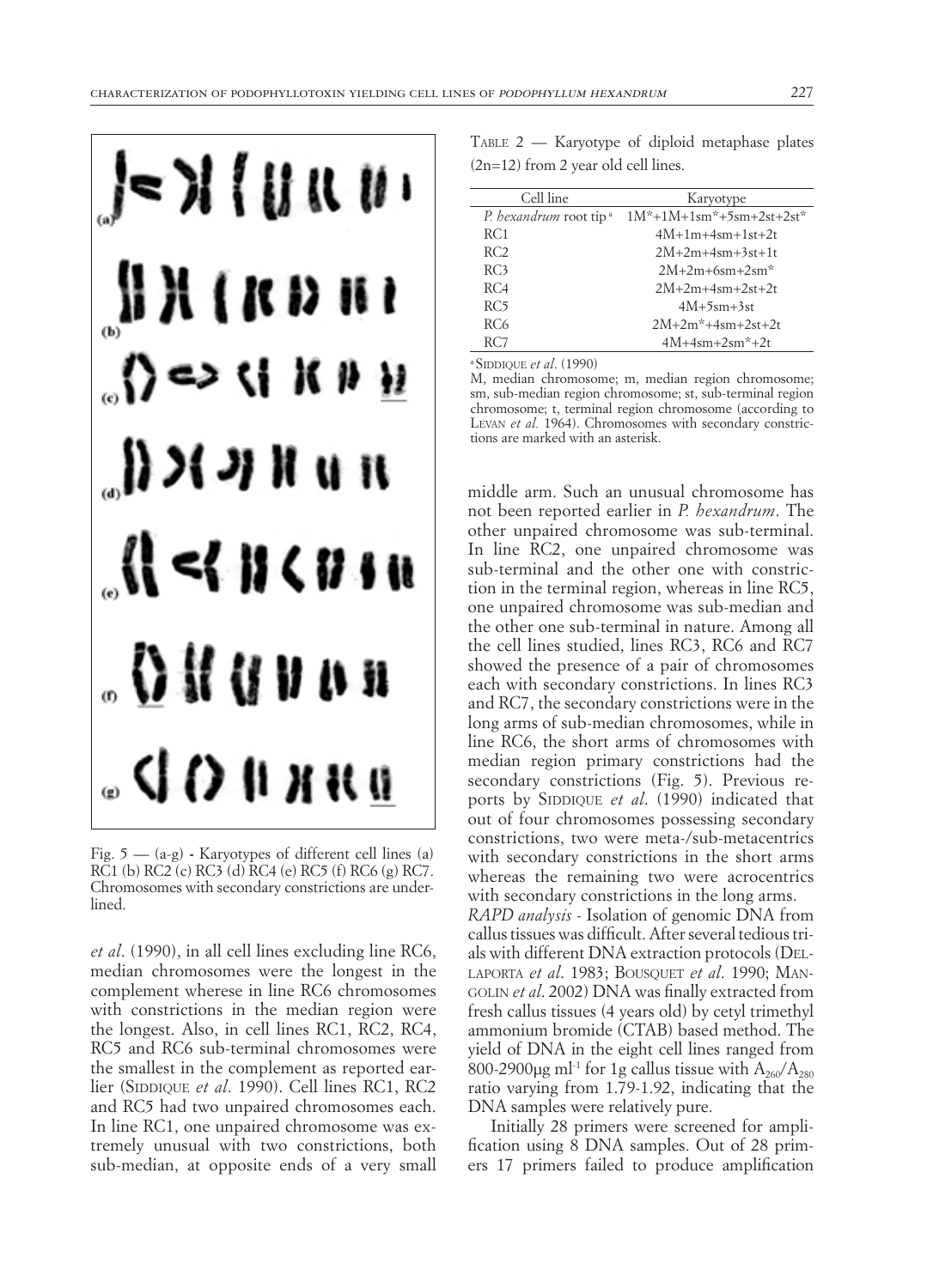Fig. 5 — (a-g) - Karyotypes of different cell lines (a) RC1 (b) RC2 (c) RC3 (d) RC4 (e) RC5 (f) RC6 (g) RC7. Chromosomes with secondary constrictions are underlined.

*et al*. (1990), in all cell lines excluding line RC6, median chromosomes were the longest in the complement wherese in line RC6 chromosomes with constrictions in the median region were the longest. Also, in cell lines RC1, RC2, RC4, RC5 and RC6 sub-terminal chromosomes were the smallest in the complement as reported earlier (SIDDIQUE *et al*. 1990). Cell lines RC1, RC2 and RC5 had two unpaired chromosomes each. In line RC1, one unpaired chromosome was extremely unusual with two constrictions, both sub-median, at opposite ends of a very small middle arm. Such an unusual chromosome has not been reported earlier in *P. hexandrum*. The other unpaired chromosome was sub-terminal. In line RC2, one unpaired chromosome was sub-terminal and the other one with constriction in the terminal region, whereas in line RC5, one unpaired chromosome was sub-median and the other one sub-terminal in nature. Among all the cell lines studied, lines RC3, RC6 and RC7 showed the presence of a pair of chromosomes each with secondary constrictions. In lines RC3 and RC7, the secondary constrictions were in the long arms of sub-median chromosomes, while in line RC6, the short arms of chromosomes with median region primary constrictions had the secondary constrictions (Fig. 5). Previous reports by SIDDIQUE *et al*. (1990) indicated that out of four chromosomes possessing secondary constrictions, two were meta-/sub-metacentrics with secondary constrictions in the short arms whereas the remaining two were acrocentrics with secondary constrictions in the long arms.

TABLE 2 — Karyotype of diploid metaphase plates (2n=12) from 2 year old cell lines.

| Cell line | Karyotype |
|---|---|
| *P. hexandrum* root tip [a] | 1M*+1M+1sm*+5sm+2st+2st* |
| RC1 | 4M+1m+4sm+1st+2t |
| RC2 | 2M+2m+4sm+3st+1t |
| RC3 | 2M+2m+6sm+2sm* |
| RC4 | 2M+2m+4sm+2st+2t |
| RC5 | 4M+5sm+3st |
| RC6 | 2M+2m*+4sm+2st+2t |
| RC7 | 4M+4sm+2sm*+2t |

[a] SIDDIQUE *et al*. (1990)

M, median chromosome; m, median region chromosome; sm, sub-median region chromosome; st, sub-terminal region chromosome; t, terminal region chromosome (according to LEVAN *et al.* 1964). Chromosomes with secondary constrictions are marked with an asterisk.

*RAPD analysis* - Isolation of genomic DNA from callus tissues was difficult. After several tedious trials with different DNA extraction protocols (DELLAPORTA *et al*. 1983; BOUSQUET *et al*. 1990; MANGOLIN *et al*. 2002) DNA was finally extracted from fresh callus tissues (4 years old) by cetyl trimethyl ammonium bromide (CTAB) based method. The yield of DNA in the eight cell lines ranged from 800-2900µg ml$^{-1}$ for 1g callus tissue with $A_{260}/A_{280}$ ratio varying from 1.79-1.92, indicating that the DNA samples were relatively pure.

Initially 28 primers were screened for amplification using 8 DNA samples. Out of 28 primers 17 primers failed to produce amplification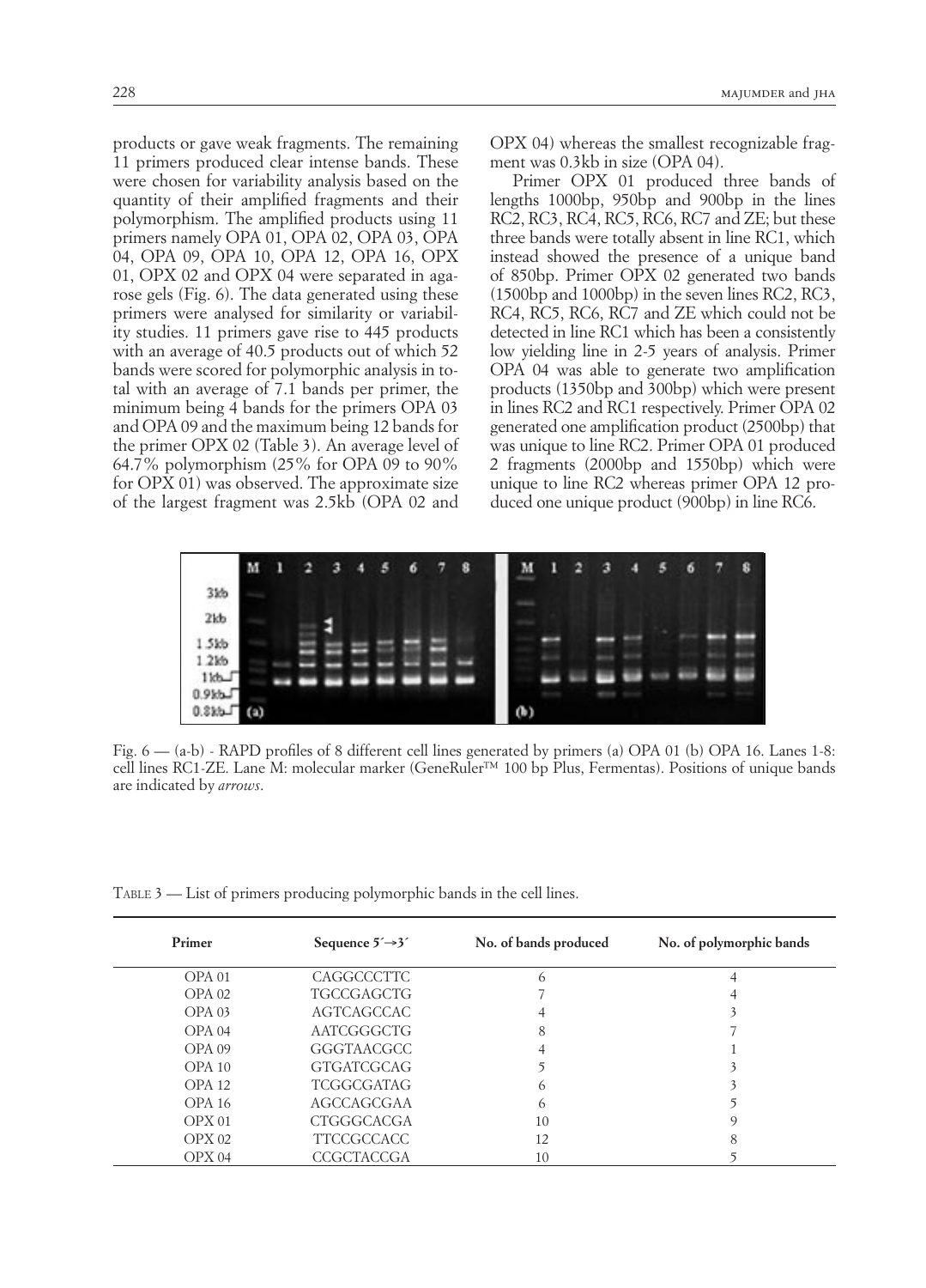products or gave weak fragments. The remaining 11 primers produced clear intense bands. These were chosen for variability analysis based on the quantity of their amplified fragments and their polymorphism. The amplified products using 11 primers namely OPA 01, OPA 02, OPA 03, OPA 04, OPA 09, OPA 10, OPA 12, OPA 16, OPX 01, OPX 02 and OPX 04 were separated in agarose gels (Fig. 6). The data generated using these primers were analysed for similarity or variability studies. 11 primers gave rise to 445 products with an average of 40.5 products out of which 52 bands were scored for polymorphic analysis in total with an average of 7.1 bands per primer, the minimum being 4 bands for the primers OPA 03 and OPA 09 and the maximum being 12 bands for the primer OPX 02 (Table 3). An average level of 64.7% polymorphism (25% for OPA 09 to 90% for OPX 01) was observed. The approximate size of the largest fragment was 2.5kb (OPA 02 and OPX 04) whereas the smallest recognizable fragment was 0.3kb in size (OPA 04).

Primer OPX 01 produced three bands of lengths 1000bp, 950bp and 900bp in the lines RC2, RC3, RC4, RC5, RC6, RC7 and ZE; but these three bands were totally absent in line RC1, which instead showed the presence of a unique band of 850bp. Primer OPX 02 generated two bands (1500bp and 1000bp) in the seven lines RC2, RC3, RC4, RC5, RC6, RC7 and ZE which could not be detected in line RC1 which has been a consistently low yielding line in 2-5 years of analysis. Primer OPA 04 was able to generate two amplification products (1350bp and 300bp) which were present in lines RC2 and RC1 respectively. Primer OPA 02 generated one amplification product (2500bp) that was unique to line RC2. Primer OPA 01 produced 2 fragments (2000bp and 1550bp) which were unique to line RC2 whereas primer OPA 12 produced one unique product (900bp) in line RC6.

Fig. 6 — (a-b) - RAPD profiles of 8 different cell lines generated by primers (a) OPA 01 (b) OPA 16. Lanes 1-8: cell lines RC1-ZE. Lane M: molecular marker (GeneRuler™ 100 bp Plus, Fermentas). Positions of unique bands are indicated by *arrows*.

TABLE 3 — List of primers producing polymorphic bands in the cell lines.

| Primer | Sequence 5´→3´ | No. of bands produced | No. of polymorphic bands |
|---|---|---|---|
| OPA 01 | CAGGCCCTTC | 6 | 4 |
| OPA 02 | TGCCGAGCTG | 7 | 4 |
| OPA 03 | AGTCAGCCAC | 4 | 3 |
| OPA 04 | AATCGGGCTG | 8 | 7 |
| OPA 09 | GGGTAACGCC | 4 | 1 |
| OPA 10 | GTGATCGCAG | 5 | 3 |
| OPA 12 | TCGGCGATAG | 6 | 3 |
| OPA 16 | AGCCAGCGAA | 6 | 5 |
| OPX 01 | CTGGGCACGA | 10 | 9 |
| OPX 02 | TTCCGCCACC | 12 | 8 |
| OPX 04 | CCGCTACCGA | 10 | 5 |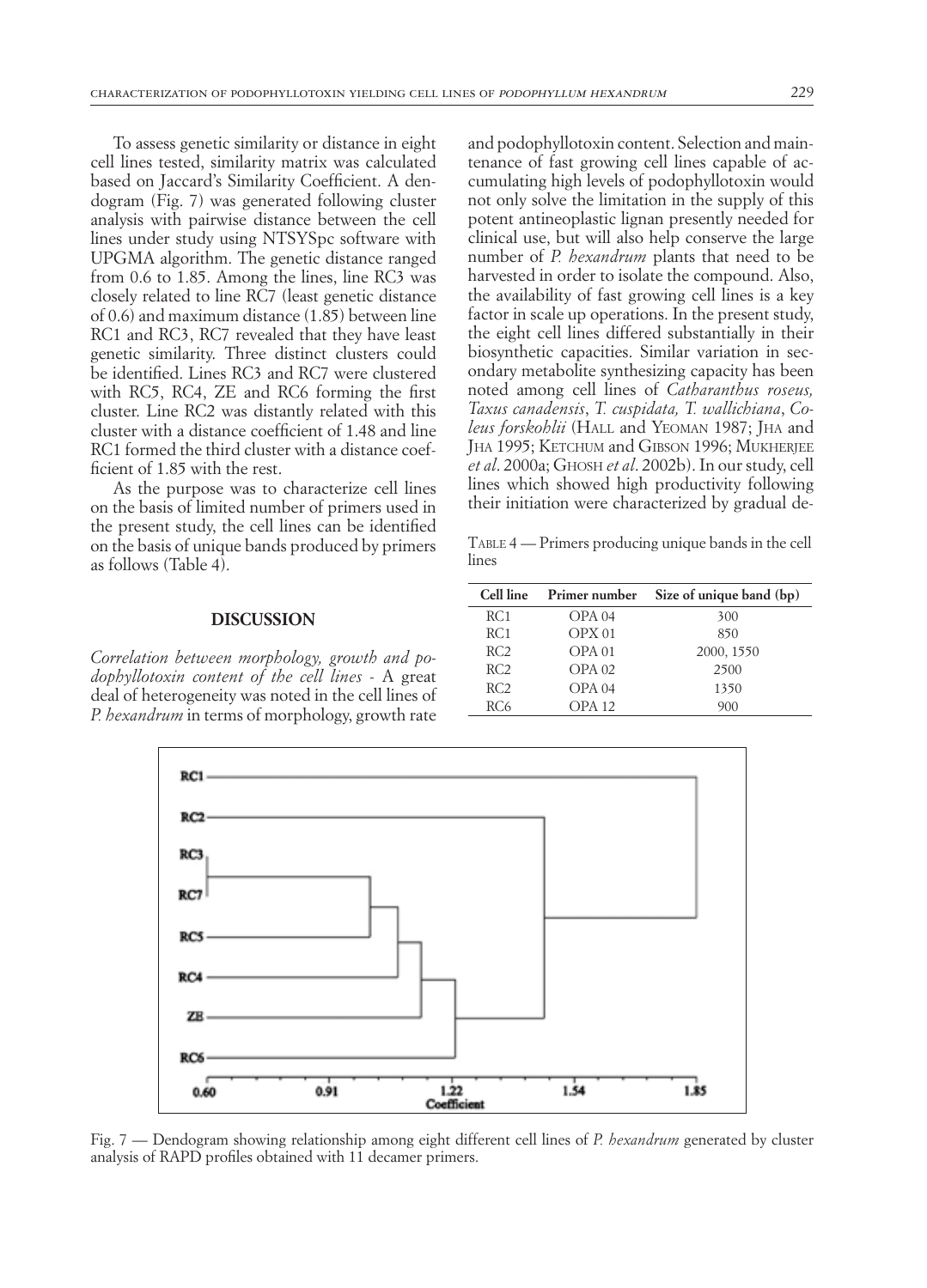To assess genetic similarity or distance in eight cell lines tested, similarity matrix was calculated based on Jaccard's Similarity Coefficient. A dendogram (Fig. 7) was generated following cluster analysis with pairwise distance between the cell lines under study using NTSYSpc software with UPGMA algorithm. The genetic distance ranged from 0.6 to 1.85. Among the lines, line RC3 was closely related to line RC7 (least genetic distance of 0.6) and maximum distance (1.85) between line RC1 and RC3, RC7 revealed that they have least genetic similarity. Three distinct clusters could be identified. Lines RC3 and RC7 were clustered with RC5, RC4, ZE and RC6 forming the first cluster. Line RC2 was distantly related with this cluster with a distance coefficient of 1.48 and line RC1 formed the third cluster with a distance coefficient of 1.85 with the rest.

As the purpose was to characterize cell lines on the basis of limited number of primers used in the present study, the cell lines can be identified on the basis of unique bands produced by primers as follows (Table 4).

## DISCUSSION

*Correlation between morphology, growth and podophyllotoxin content of the cell lines* - A great deal of heterogeneity was noted in the cell lines of *P. hexandrum* in terms of morphology, growth rate and podophyllotoxin content. Selection and maintenance of fast growing cell lines capable of accumulating high levels of podophyllotoxin would not only solve the limitation in the supply of this potent antineoplastic lignan presently needed for clinical use, but will also help conserve the large number of *P. hexandrum* plants that need to be harvested in order to isolate the compound. Also, the availability of fast growing cell lines is a key factor in scale up operations. In the present study, the eight cell lines differed substantially in their biosynthetic capacities. Similar variation in secondary metabolite synthesizing capacity has been noted among cell lines of *Catharanthus roseus, Taxus canadensis*, *T. cuspidata, T. wallichiana*, *Coleus forskohlii* (Hall and Yeoman 1987; Jha and Jha 1995; Ketchum and Gibson 1996; Mukherjee *et al*. 2000a; Ghosh *et al*. 2002b). In our study, cell lines which showed high productivity following their initiation were characterized by gradual de-

Table 4 — Primers producing unique bands in the cell lines

| Cell line | Primer number | Size of unique band (bp) |
|---|---|---|
| RC1 | OPA 04 | 300 |
| RC1 | OPX 01 | 850 |
| RC2 | OPA 01 | 2000, 1550 |
| RC2 | OPA 02 | 2500 |
| RC2 | OPA 04 | 1350 |
| RC6 | OPA 12 | 900 |

Fig. 7 — Dendogram showing relationship among eight different cell lines of *P. hexandrum* generated by cluster analysis of RAPD profiles obtained with 11 decamer primers.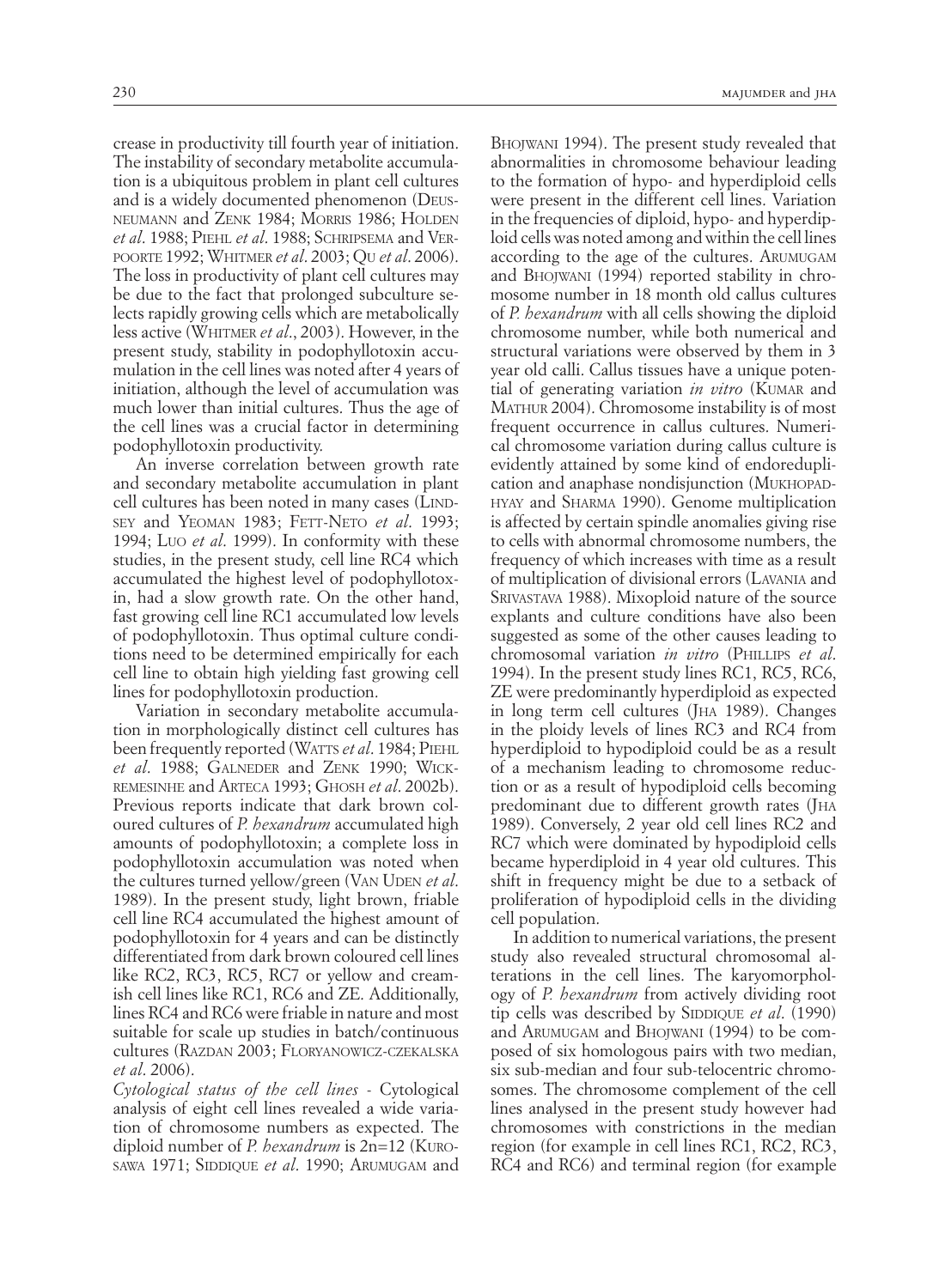crease in productivity till fourth year of initiation. The instability of secondary metabolite accumulation is a ubiquitous problem in plant cell cultures and is a widely documented phenomenon (Deus-neumann and Zenk 1984; Morris 1986; Holden *et al*. 1988; Piehl *et al*. 1988; Schripsema and Verpoorte 1992; Whitmer *et al*. 2003; Qu *et al*. 2006). The loss in productivity of plant cell cultures may be due to the fact that prolonged subculture selects rapidly growing cells which are metabolically less active (Whitmer *et al*., 2003). However, in the present study, stability in podophyllotoxin accumulation in the cell lines was noted after 4 years of initiation, although the level of accumulation was much lower than initial cultures. Thus the age of the cell lines was a crucial factor in determining podophyllotoxin productivity.

An inverse correlation between growth rate and secondary metabolite accumulation in plant cell cultures has been noted in many cases (Lindsey and Yeoman 1983; Fett-Neto *et al*. 1993; 1994; Luo *et al*. 1999). In conformity with these studies, in the present study, cell line RC4 which accumulated the highest level of podophyllotoxin, had a slow growth rate. On the other hand, fast growing cell line RC1 accumulated low levels of podophyllotoxin. Thus optimal culture conditions need to be determined empirically for each cell line to obtain high yielding fast growing cell lines for podophyllotoxin production.

Variation in secondary metabolite accumulation in morphologically distinct cell cultures has been frequently reported (Watts *et al*. 1984; Piehl *et al*. 1988; Galneder and Zenk 1990; Wickremesinhe and Arteca 1993; Ghosh *et al*. 2002b). Previous reports indicate that dark brown coloured cultures of *P. hexandrum* accumulated high amounts of podophyllotoxin; a complete loss in podophyllotoxin accumulation was noted when the cultures turned yellow/green (Van Uden *et al*. 1989). In the present study, light brown, friable cell line RC4 accumulated the highest amount of podophyllotoxin for 4 years and can be distinctly differentiated from dark brown coloured cell lines like RC2, RC3, RC5, RC7 or yellow and creamish cell lines like RC1, RC6 and ZE. Additionally, lines RC4 and RC6 were friable in nature and most suitable for scale up studies in batch/continuous cultures (Razdan 2003; Floryanowicz-czekalska *et al*. 2006).

*Cytological status of the cell lines* - Cytological analysis of eight cell lines revealed a wide variation of chromosome numbers as expected. The diploid number of *P. hexandrum* is 2n=12 (Kurosawa 1971; Siddique *et al*. 1990; Arumugam and Bhojwani 1994). The present study revealed that abnormalities in chromosome behaviour leading to the formation of hypo- and hyperdiploid cells were present in the different cell lines. Variation in the frequencies of diploid, hypo- and hyperdiploid cells was noted among and within the cell lines according to the age of the cultures. Arumugam and Bhojwani (1994) reported stability in chromosome number in 18 month old callus cultures of *P. hexandrum* with all cells showing the diploid chromosome number, while both numerical and structural variations were observed by them in 3 year old calli. Callus tissues have a unique potential of generating variation *in vitro* (Kumar and Mathur 2004). Chromosome instability is of most frequent occurrence in callus cultures. Numerical chromosome variation during callus culture is evidently attained by some kind of endoreduplication and anaphase nondisjunction (Mukhopadhyay and Sharma 1990). Genome multiplication is affected by certain spindle anomalies giving rise to cells with abnormal chromosome numbers, the frequency of which increases with time as a result of multiplication of divisional errors (Lavania and Srivastava 1988). Mixoploid nature of the source explants and culture conditions have also been suggested as some of the other causes leading to chromosomal variation *in vitro* (Phillips *et al*. 1994). In the present study lines RC1, RC5, RC6, ZE were predominantly hyperdiploid as expected in long term cell cultures (Jha 1989). Changes in the ploidy levels of lines RC3 and RC4 from hyperdiploid to hypodiploid could be as a result of a mechanism leading to chromosome reduction or as a result of hypodiploid cells becoming predominant due to different growth rates (Jha 1989). Conversely, 2 year old cell lines RC2 and RC7 which were dominated by hypodiploid cells became hyperdiploid in 4 year old cultures. This shift in frequency might be due to a setback of proliferation of hypodiploid cells in the dividing cell population.

In addition to numerical variations, the present study also revealed structural chromosomal alterations in the cell lines. The karyomorphology of *P. hexandrum* from actively dividing root tip cells was described by Siddique *et al*. (1990) and Arumugam and Bhojwani (1994) to be composed of six homologous pairs with two median, six sub-median and four sub-telocentric chromosomes. The chromosome complement of the cell lines analysed in the present study however had chromosomes with constrictions in the median region (for example in cell lines RC1, RC2, RC3, RC4 and RC6) and terminal region (for example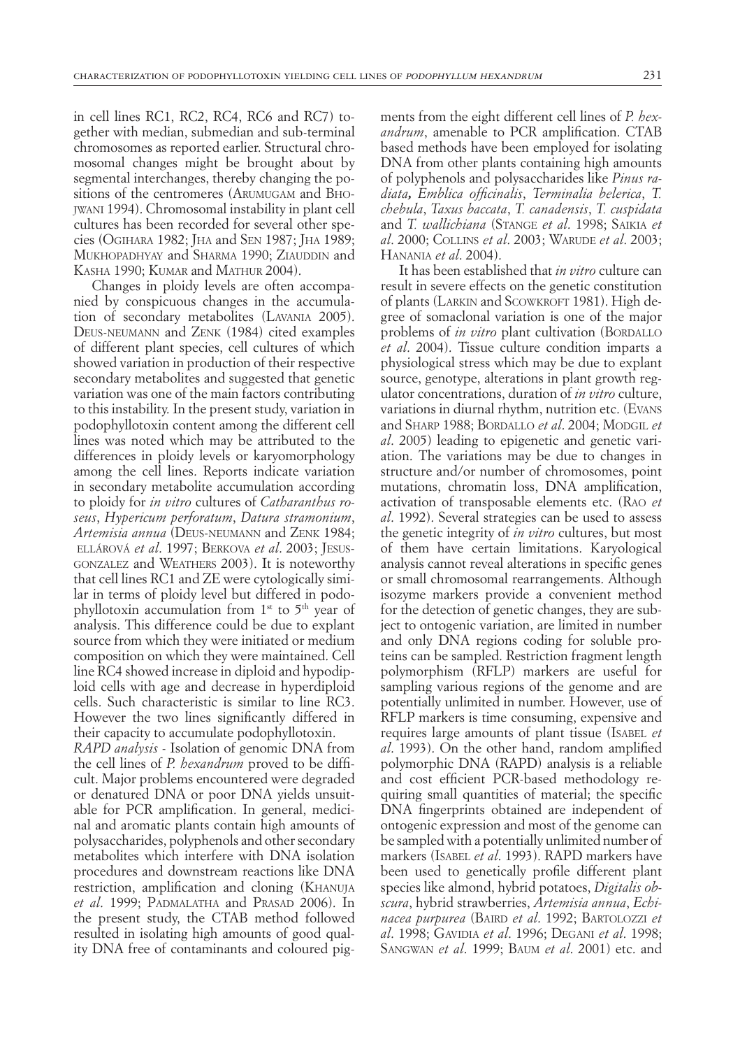in cell lines RC1, RC2, RC4, RC6 and RC7) together with median, submedian and sub-terminal chromosomes as reported earlier. Structural chromosomal changes might be brought about by segmental interchanges, thereby changing the positions of the centromeres (Arumugam and Bhojwani 1994). Chromosomal instability in plant cell cultures has been recorded for several other species (Ogihara 1982; Jha and Sen 1987; Jha 1989; Mukhopadhyay and Sharma 1990; Ziauddin and Kasha 1990; Kumar and Mathur 2004).

Changes in ploidy levels are often accompanied by conspicuous changes in the accumulation of secondary metabolites (Lavania 2005). Deus-neumann and Zenk (1984) cited examples of different plant species, cell cultures of which showed variation in production of their respective secondary metabolites and suggested that genetic variation was one of the main factors contributing to this instability. In the present study, variation in podophyllotoxin content among the different cell lines was noted which may be attributed to the differences in ploidy levels or karyomorphology among the cell lines. Reports indicate variation in secondary metabolite accumulation according to ploidy for *in vitro* cultures of *Catharanthus roseus*, *Hypericum perforatum*, *Datura stramonium*, *Artemisia annua* (Deus-neumann and Zenk 1984; Ellárová *et al*. 1997; Berkova *et al*. 2003; Jesus-gonzalez and Weathers 2003). It is noteworthy that cell lines RC1 and ZE were cytologically similar in terms of ploidy level but differed in podophyllotoxin accumulation from 1st to 5th year of analysis. This difference could be due to explant source from which they were initiated or medium composition on which they were maintained. Cell line RC4 showed increase in diploid and hypodiploid cells with age and decrease in hyperdiploid cells. Such characteristic is similar to line RC3. However the two lines significantly differed in their capacity to accumulate podophyllotoxin.

*RAPD analysis* - Isolation of genomic DNA from the cell lines of *P. hexandrum* proved to be difficult. Major problems encountered were degraded or denatured DNA or poor DNA yields unsuitable for PCR amplification. In general, medicinal and aromatic plants contain high amounts of polysaccharides, polyphenols and other secondary metabolites which interfere with DNA isolation procedures and downstream reactions like DNA restriction, amplification and cloning (Khanuja *et al*. 1999; Padmalatha and Prasad 2006). In the present study, the CTAB method followed resulted in isolating high amounts of good quality DNA free of contaminants and coloured pigments from the eight different cell lines of *P. hexandrum*, amenable to PCR amplification. CTAB based methods have been employed for isolating DNA from other plants containing high amounts of polyphenols and polysaccharides like *Pinus radiata*, *Emblica officinalis*, *Terminalia belerica*, *T. chebula*, *Taxus baccata*, *T. canadensis*, *T. cuspidata* and *T. wallichiana* (Stange *et al*. 1998; Saikia *et al*. 2000; Collins *et al*. 2003; Warude *et al*. 2003; Hanania *et al*. 2004).

It has been established that *in vitro* culture can result in severe effects on the genetic constitution of plants (Larkin and Scowkroft 1981). High degree of somaclonal variation is one of the major problems of *in vitro* plant cultivation (Bordallo *et al*. 2004). Tissue culture condition imparts a physiological stress which may be due to explant source, genotype, alterations in plant growth regulator concentrations, duration of *in vitro* culture, variations in diurnal rhythm, nutrition etc. (Evans and Sharp 1988; Bordallo *et al*. 2004; Modgil *et al*. 2005) leading to epigenetic and genetic variation. The variations may be due to changes in structure and/or number of chromosomes, point mutations, chromatin loss, DNA amplification, activation of transposable elements etc. (Rao *et al*. 1992). Several strategies can be used to assess the genetic integrity of *in vitro* cultures, but most of them have certain limitations. Karyological analysis cannot reveal alterations in specific genes or small chromosomal rearrangements. Although isozyme markers provide a convenient method for the detection of genetic changes, they are subject to ontogenic variation, are limited in number and only DNA regions coding for soluble proteins can be sampled. Restriction fragment length polymorphism (RFLP) markers are useful for sampling various regions of the genome and are potentially unlimited in number. However, use of RFLP markers is time consuming, expensive and requires large amounts of plant tissue (Isabel *et al*. 1993). On the other hand, random amplified polymorphic DNA (RAPD) analysis is a reliable and cost efficient PCR-based methodology requiring small quantities of material; the specific DNA fingerprints obtained are independent of ontogenic expression and most of the genome can be sampled with a potentially unlimited number of markers (Isabel *et al*. 1993). RAPD markers have been used to genetically profile different plant species like almond, hybrid potatoes, *Digitalis obscura*, hybrid strawberries, *Artemisia annua*, *Echinacea purpurea* (Baird *et al.* 1992; Bartolozzi *et al*. 1998; Gavidia *et al*. 1996; Degani *et al*. 1998; Sangwan *et al*. 1999; Baum *et al*. 2001) etc. and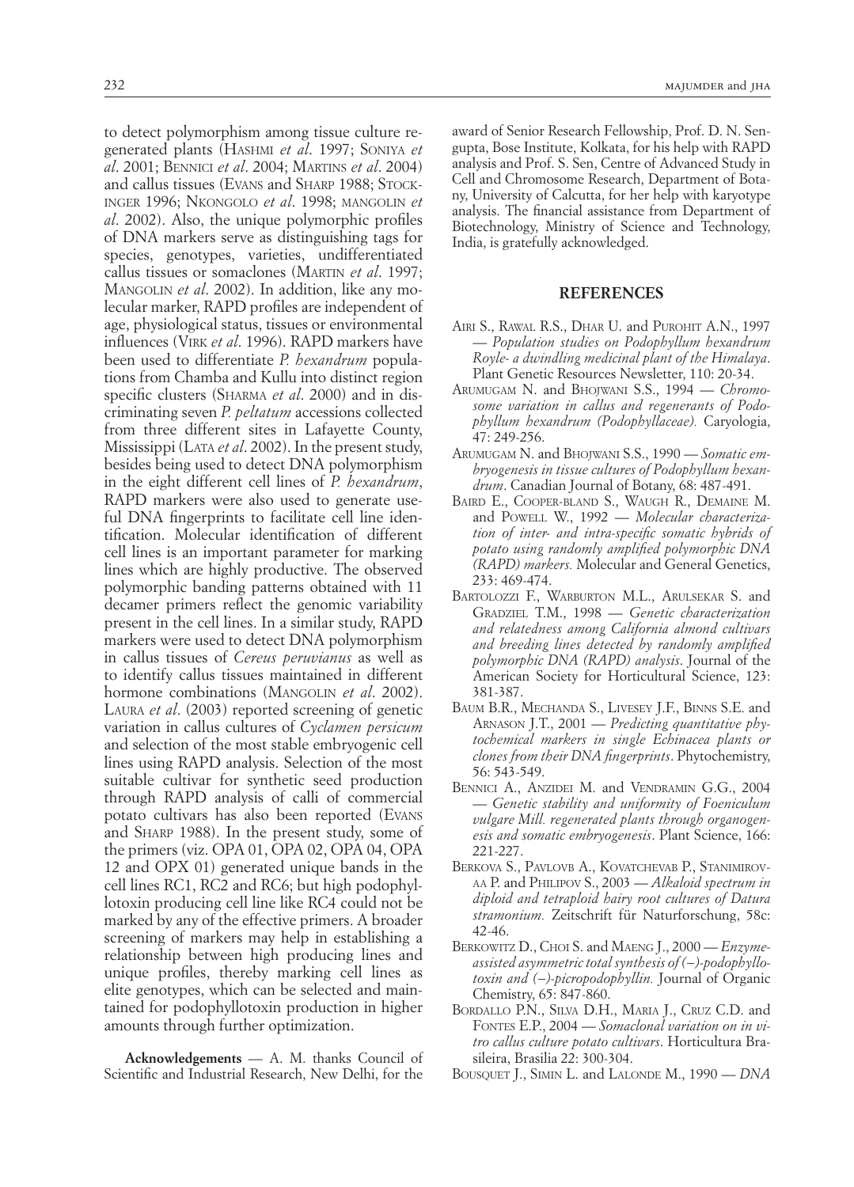to detect polymorphism among tissue culture regenerated plants (Hashmi *et al*. 1997; Soniya *et al*. 2001; Bennici *et al*. 2004; Martins *et al*. 2004) and callus tissues (Evans and Sharp 1988; Stockinger 1996; Nkongolo *et al*. 1998; mangolin *et al*. 2002). Also, the unique polymorphic profiles of DNA markers serve as distinguishing tags for species, genotypes, varieties, undifferentiated callus tissues or somaclones (Martin *et al*. 1997; Mangolin *et al*. 2002). In addition, like any molecular marker, RAPD profiles are independent of age, physiological status, tissues or environmental influences (Virk *et al*. 1996). RAPD markers have been used to differentiate *P. hexandrum* populations from Chamba and Kullu into distinct region specific clusters (Sharma *et al*. 2000) and in discriminating seven *P. peltatum* accessions collected from three different sites in Lafayette County, Mississippi (Lata *et al*. 2002). In the present study, besides being used to detect DNA polymorphism in the eight different cell lines of *P. hexandrum*, RAPD markers were also used to generate useful DNA fingerprints to facilitate cell line identification. Molecular identification of different cell lines is an important parameter for marking lines which are highly productive. The observed polymorphic banding patterns obtained with 11 decamer primers reflect the genomic variability present in the cell lines. In a similar study, RAPD markers were used to detect DNA polymorphism in callus tissues of *Cereus peruvianus* as well as to identify callus tissues maintained in different hormone combinations (Mangolin *et al*. 2002). Laura *et al*. (2003) reported screening of genetic variation in callus cultures of *Cyclamen persicum* and selection of the most stable embryogenic cell lines using RAPD analysis. Selection of the most suitable cultivar for synthetic seed production through RAPD analysis of calli of commercial potato cultivars has also been reported (Evans and Sharp 1988). In the present study, some of the primers (viz. OPA 01, OPA 02, OPA 04, OPA 12 and OPX 01) generated unique bands in the cell lines RC1, RC2 and RC6; but high podophyllotoxin producing cell line like RC4 could not be marked by any of the effective primers. A broader screening of markers may help in establishing a relationship between high producing lines and unique profiles, thereby marking cell lines as elite genotypes, which can be selected and maintained for podophyllotoxin production in higher amounts through further optimization.

**Acknowledgements** — A. M. thanks Council of Scientific and Industrial Research, New Delhi, for the award of Senior Research Fellowship, Prof. D. N. Sengupta, Bose Institute, Kolkata, for his help with RAPD analysis and Prof. S. Sen, Centre of Advanced Study in Cell and Chromosome Research, Department of Botany, University of Calcutta, for her help with karyotype analysis. The financial assistance from Department of Biotechnology, Ministry of Science and Technology, India, is gratefully acknowledged.

## REFERENCES

Airi S., Rawal R.S., Dhar U. and Purohit A.N., 1997 — *Population studies on Podophyllum hexandrum Royle- a dwindling medicinal plant of the Himalaya*. Plant Genetic Resources Newsletter, 110: 20-34.

Arumugam N. and Bhojwani S.S., 1994 — *Chromosome variation in callus and regenerants of Podophyllum hexandrum (Podophyllaceae).* Caryologia, 47: 249-256.

Arumugam N. and Bhojwani S.S., 1990 — *Somatic embryogenesis in tissue cultures of Podophyllum hexandrum*. Canadian Journal of Botany, 68: 487-491.

Baird E., Cooper-bland S., Waugh R., Demaine M. and Powell W., 1992 — *Molecular characterization of inter- and intra-specific somatic hybrids of potato using randomly amplified polymorphic DNA (RAPD) markers.* Molecular and General Genetics, 233: 469-474.

Bartolozzi F., Warburton M.L., Arulsekar S. and Gradziel T.M., 1998 — *Genetic characterization and relatedness among California almond cultivars and breeding lines detected by randomly amplified polymorphic DNA (RAPD) analysis*. Journal of the American Society for Horticultural Science, 123: 381-387.

Baum B.R., Mechanda S., Livesey J.F., Binns S.E. and Arnason J.T., 2001 — *Predicting quantitative phytochemical markers in single Echinacea plants or clones from their DNA fingerprints*. Phytochemistry, 56: 543-549.

Bennici A., Anzidei M. and Vendramin G.G., 2004 — *Genetic stability and uniformity of Foeniculum vulgare Mill. regenerated plants through organogenesis and somatic embryogenesis*. Plant Science, 166: 221-227.

Berkova S., Pavlovb A., Kovatchevab P., Stanimirovaa P. and Philipov S., 2003 — *Alkaloid spectrum in diploid and tetraploid hairy root cultures of Datura stramonium.* Zeitschrift für Naturforschung, 58c: 42-46.

Berkowitz D., Choi S. and Maeng J., 2000 — *Enzyme-assisted asymmetric total synthesis of (–)-podophyllotoxin and (–)-picropodophyllin.* Journal of Organic Chemistry, 65: 847-860.

Bordallo P.N., Silva D.H., Maria J., Cruz C.D. and Fontes E.P., 2004 — *Somaclonal variation on in vitro callus culture potato cultivars*. Horticultura Brasileira, Brasilia 22: 300-304.

Bousquet J., Simin L. and Lalonde M., 1990 — *DNA*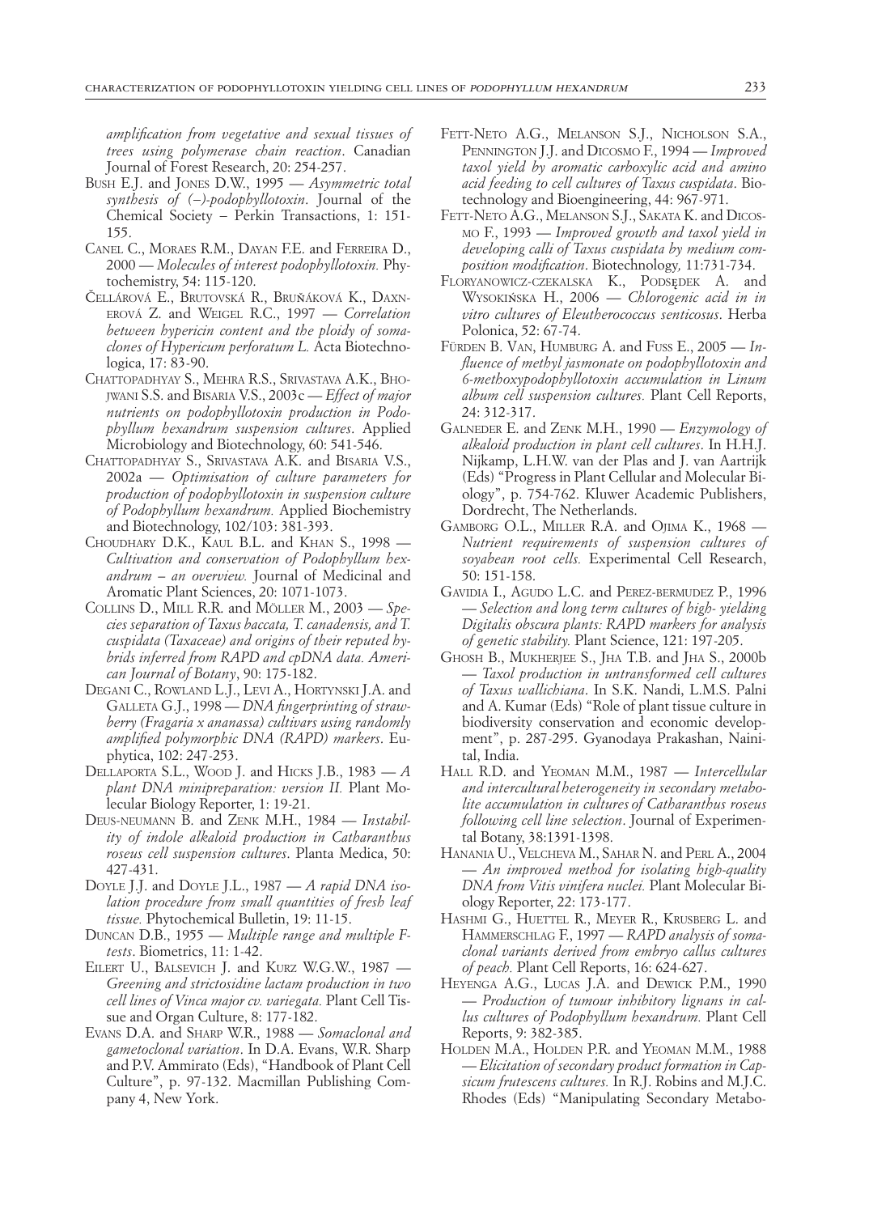*amplification from vegetative and sexual tissues of trees using polymerase chain reaction*. Canadian Journal of Forest Research, 20: 254-257.

BUSH E.J. and JONES D.W., 1995 — *Asymmetric total synthesis of (–)-podophyllotoxin*. Journal of the Chemical Society – Perkin Transactions, 1: 151-155.

CANEL C., MORAES R.M., DAYAN F.E. and FERREIRA D., 2000 — *Molecules of interest podophyllotoxin.* Phytochemistry, 54: 115-120.

ČELLÁROVÁ E., BRUTOVSKÁ R., BRUŇÁKOVÁ K., DAXNEROVÁ Z. and WEIGEL R.C., 1997 — *Correlation between hypericin content and the ploidy of somaclones of Hypericum perforatum L.* Acta Biotechnologica, 17: 83-90.

CHATTOPADHYAY S., MEHRA R.S., SRIVASTAVA A.K., BHOJWANI S.S. and BISARIA V.S., 2003c — *Effect of major nutrients on podophyllotoxin production in Podophyllum hexandrum suspension cultures*. Applied Microbiology and Biotechnology, 60: 541-546.

CHATTOPADHYAY S., SRIVASTAVA A.K. and BISARIA V.S., 2002a — *Optimisation of culture parameters for production of podophyllotoxin in suspension culture of Podophyllum hexandrum.* Applied Biochemistry and Biotechnology, 102/103: 381-393.

CHOUDHARY D.K., KAUL B.L. and KHAN S., 1998 — *Cultivation and conservation of Podophyllum hexandrum – an overview.* Journal of Medicinal and Aromatic Plant Sciences, 20: 1071-1073.

COLLINS D., MILL R.R. and MÖLLER M., 2003 — *Species separation of Taxus baccata, T. canadensis, and T. cuspidata (Taxaceae) and origins of their reputed hybrids inferred from RAPD and cpDNA data. American Journal of Botany*, 90: 175-182.

DEGANI C., ROWLAND L.J., LEVI A., HORTYNSKI J.A. and GALLETA G.J., 1998 — *DNA fingerprinting of strawberry (Fragaria x ananassa) cultivars using randomly amplified polymorphic DNA (RAPD) markers*. Euphytica, 102: 247-253.

DELLAPORTA S.L., WOOD J. and HICKS J.B., 1983 — *A plant DNA minipreparation: version II.* Plant Molecular Biology Reporter, 1: 19-21.

DEUS-NEUMANN B. and ZENK M.H., 1984 — *Instability of indole alkaloid production in Catharanthus roseus cell suspension cultures*. Planta Medica, 50: 427-431.

DOYLE J.J. and DOYLE J.L., 1987 — *A rapid DNA isolation procedure from small quantities of fresh leaf tissue.* Phytochemical Bulletin, 19: 11-15.

DUNCAN D.B., 1955 — *Multiple range and multiple F-tests*. Biometrics, 11: 1-42.

EILERT U., BALSEVICH J. and KURZ W.G.W., 1987 — *Greening and strictosidine lactam production in two cell lines of Vinca major cv. variegata.* Plant Cell Tissue and Organ Culture, 8: 177-182.

EVANS D.A. and SHARP W.R., 1988 — *Somaclonal and gametoclonal variation*. In D.A. Evans, W.R. Sharp and P.V. Ammirato (Eds), "Handbook of Plant Cell Culture", p. 97-132. Macmillan Publishing Company 4, New York.

FETT-NETO A.G., MELANSON S.J., NICHOLSON S.A., PENNINGTON J.J. and DICOSMO F., 1994 — *Improved taxol yield by aromatic carboxylic acid and amino acid feeding to cell cultures of Taxus cuspidata*. Biotechnology and Bioengineering, 44: 967-971.

FETT-NETO A.G., MELANSON S.J., SAKATA K. and DICOSMO F., 1993 — *Improved growth and taxol yield in developing calli of Taxus cuspidata by medium composition modification*. Biotechnology*,* 11:731-734.

FLORYANOWICZ-CZEKALSKA K., PODSĘDEK A. and WYSOKIŃSKA H., 2006 — *Chlorogenic acid in in vitro cultures of Eleutherococcus senticosus*. Herba Polonica, 52: 67-74.

FÜRDEN B. VAN, HUMBURG A. and FUSS E., 2005 — *Influence of methyl jasmonate on podophyllotoxin and 6-methoxypodophyllotoxin accumulation in Linum album cell suspension cultures.* Plant Cell Reports, 24: 312-317.

GALNEDER E. and ZENK M.H., 1990 — *Enzymology of alkaloid production in plant cell cultures*. In H.H.J. Nijkamp, L.H.W. van der Plas and J. van Aartrijk (Eds) "Progress in Plant Cellular and Molecular Biology", p. 754-762. Kluwer Academic Publishers, Dordrecht, The Netherlands.

GAMBORG O.L., MILLER R.A. and OJIMA K., 1968 — *Nutrient requirements of suspension cultures of soyabean root cells.* Experimental Cell Research, 50: 151-158.

GAVIDIA I., AGUDO L.C. and PEREZ-BERMUDEZ P., 1996 — *Selection and long term cultures of high- yielding Digitalis obscura plants: RAPD markers for analysis of genetic stability.* Plant Science, 121: 197-205.

GHOSH B., MUKHERJEE S., JHA T.B. and JHA S., 2000b — *Taxol production in untransformed cell cultures of Taxus wallichiana*. In S.K. Nandi, L.M.S. Palni and A. Kumar (Eds) "Role of plant tissue culture in biodiversity conservation and economic development", p. 287-295. Gyanodaya Prakashan, Nainital, India.

HALL R.D. and YEOMAN M.M., 1987 — *Intercellular and intercultural heterogeneity in secondary metabolite accumulation in cultures of Catharanthus roseus following cell line selection*. Journal of Experimental Botany, 38:1391-1398.

HANANIA U., VELCHEVA M., SAHAR N. and PERL A., 2004 — *An improved method for isolating high-quality DNA from Vitis vinifera nuclei.* Plant Molecular Biology Reporter, 22: 173-177.

HASHMI G., HUETTEL R., MEYER R., KRUSBERG L. and HAMMERSCHLAG F., 1997 — *RAPD analysis of somaclonal variants derived from embryo callus cultures of peach.* Plant Cell Reports, 16: 624-627.

HEYENGA A.G., LUCAS J.A. and DEWICK P.M., 1990 — *Production of tumour inhibitory lignans in callus cultures of Podophyllum hexandrum.* Plant Cell Reports, 9: 382-385.

HOLDEN M.A., HOLDEN P.R. and YEOMAN M.M., 1988 — *Elicitation of secondary product formation in Capsicum frutescens cultures.* In R.J. Robins and M.J.C. Rhodes (Eds) "Manipulating Secondary Metabo-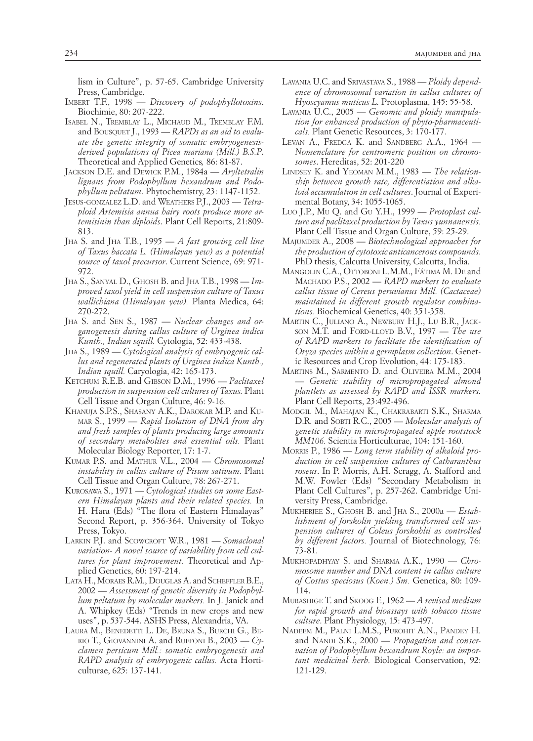lism in Culture", p. 57-65. Cambridge University Press, Cambridge.

IMBERT T.F., 1998 — *Discovery of podophyllotoxins*. Biochimie, 80: 207-222.

ISABEL N., TREMBLAY L., MICHAUD M., TREMBLAY F.M. and BOUSQUET J., 1993 — *RAPDs as an aid to evaluate the genetic integrity of somatic embryogenesis-derived populations of Picea mariana (Mill.) B.S.P.* Theoretical and Applied Genetics, 86: 81-87.

JACKSON D.E. and DEWICK P.M., 1984a — *Aryltetralin lignans from Podophyllum hexandrum and Podophyllum peltatum*. Phytochemistry, 23: 1147-1152.

JESUS-GONZALEZ L.D. and WEATHERS P.J., 2003 — *Tetraploid Artemisia annua hairy roots produce more artemisinin than diploids*. Plant Cell Reports, 21:809-813.

JHA S. and JHA T.B., 1995 — *A fast growing cell line of Taxus baccata L. (Himalayan yew) as a potential source of taxol precursor*. Current Science, 69: 971-972.

JHA S., SANYAL D., GHOSH B. and JHA T.B., 1998 — *Improved taxol yield in cell suspension culture of Taxus wallichiana (Himalayan yew).* Planta Medica, 64: 270-272.

JHA S. and SEN S., 1987 — *Nuclear changes and organogenesis during callus culture of Urginea indica Kunth., Indian squill.* Cytologia, 52: 433-438.

JHA S., 1989 — *Cytological analysis of embryogenic callus and regenerated plants of Urginea indica Kunth., Indian squill.* Caryologia, 42: 165-173.

KETCHUM R.E.B. and GIBSON D.M., 1996 — *Paclitaxel production in suspension cell cultures of Taxus.* Plant Cell Tissue and Organ Culture, 46: 9-16.

KHANUJA S.P.S., SHASANY A.K., DAROKAR M.P. and KUMAR S., 1999 — *Rapid Isolation of DNA from dry and fresh samples of plants producing large amounts of secondary metabolites and essential oils.* Plant Molecular Biology Reporter, 17: 1-7.

KUMAR P.S. and MATHUR V.L., 2004 — *Chromosomal instability in callus culture of Pisum sativum.* Plant Cell Tissue and Organ Culture, 78: 267-271.

KUROSAWA S., 1971 — *Cytological studies on some Eastern Himalayan plants and their related species.* In H. Hara (Eds) "The flora of Eastern Himalayas" Second Report, p. 356-364. University of Tokyo Press, Tokyo.

LARKIN P.J. and SCOWCROFT W.R., 1981 — *Somaclonal variation- A novel source of variability from cell cultures for plant improvement.* Theoretical and Applied Genetics, 60: 197-214.

LATA H., MORAES R.M., DOUGLAS A. and SCHEFFLER B.E., 2002 — *Assessment of genetic diversity in Podophyllum peltatum by molecular markers.* In J. Janick and A. Whipkey (Eds) "Trends in new crops and new uses", p. 537-544. ASHS Press, Alexandria, VA.

LAURA M., BENEDETTI L. DE, BRUNA S., BURCHI G., BERIO T., GIOVANNINI A. and RUFFONI B., 2003 — *Cyclamen persicum Mill.: somatic embryogenesis and RAPD analysis of embryogenic callus.* Acta Horticulturae, 625: 137-141.

LAVANIA U.C. and SRIVASTAVA S., 1988 — *Ploidy dependence of chromosomal variation in callus cultures of Hyoscyamus muticus L.* Protoplasma, 145: 55-58.

LAVANIA U.C., 2005 — *Genomic and ploidy manipulation for enhanced production of phyto-pharmaceuticals.* Plant Genetic Resources, 3: 170-177.

LEVAN A., FREDGA K. and SANDBERG A.A., 1964 — *Nomenclature for centromeric position on chromosomes*. Hereditas, 52: 201-220

LINDSEY K. and YEOMAN M.M., 1983 — *The relationship between growth rate, differentiation and alkaloid accumulation in cell cultures*. Journal of Experimental Botany, 34: 1055-1065.

LUO J.P., MU Q. and GU Y.H., 1999 — *Protoplast culture and paclitaxel production by Taxus yunnanensis.* Plant Cell Tissue and Organ Culture, 59: 25-29.

MAJUMDER A., 2008 — *Biotechnological approaches for the production of cytotoxic anticancerous compounds*. PhD thesis, Calcutta University, Calcutta, India.

MANGOLIN C.A., OTTOBONI L.M.M., FÁTIMA M. DE and MACHADO P.S., 2002 — *RAPD markers to evaluate callus tissue of Cereus peruvianus Mill. (Cactaceae) maintained in different growth regulator combinations.* Biochemical Genetics, 40: 351-358.

MARTIN C., JULIANO A., NEWBURY H.J., LU B.R., JACKSON M.T. and FORD-LLOYD B.V., 1997 — *The use of RAPD markers to facilitate the identification of Oryza species within a germplasm collection*. Genetic Resources and Crop Evolution, 44: 175-183.

MARTINS M., SARMENTO D. and OLIVEIRA M.M., 2004 — *Genetic stability of micropropagated almond plantlets as assessed by RAPD and ISSR markers.* Plant Cell Reports, 23:492-496.

MODGIL M., MAHAJAN K., CHAKRABARTI S.K., SHARMA D.R. and SOBTI R.C., 2005 — *Molecular analysis of genetic stability in micropropagated apple rootstock MM106.* Scientia Horticulturae, 104: 151-160.

MORRIS P., 1986 — *Long term stability of alkaloid production in cell suspension cultures of Catharanthus roseus*. In P. Morris, A.H. Scragg, A. Stafford and M.W. Fowler (Eds) "Secondary Metabolism in Plant Cell Cultures", p. 257-262. Cambridge University Press, Cambridge.

MUKHERJEE S., GHOSH B. and JHA S., 2000a — *Establishment of forskolin yielding transformed cell suspension cultures of Coleus forskohlii as controlled by different factors.* Journal of Biotechnology, 76: 73-81.

MUKHOPADHYAY S. and SHARMA A.K., 1990 — *Chromosome number and DNA content in callus culture of Costus speciosus (Koen.) Sm.* Genetica, 80: 109-114.

MURASHIGE T. and SKOOG F., 1962 — *A revised medium for rapid growth and bioassays with tobacco tissue culture*. Plant Physiology, 15: 473-497.

NADEEM M., PALNI L.M.S., PUROHIT A.N., PANDEY H. and NANDI S.K., 2000 — *Propagation and conservation of Podophyllum hexandrum Royle: an important medicinal herb.* Biological Conservation, 92: 121-129.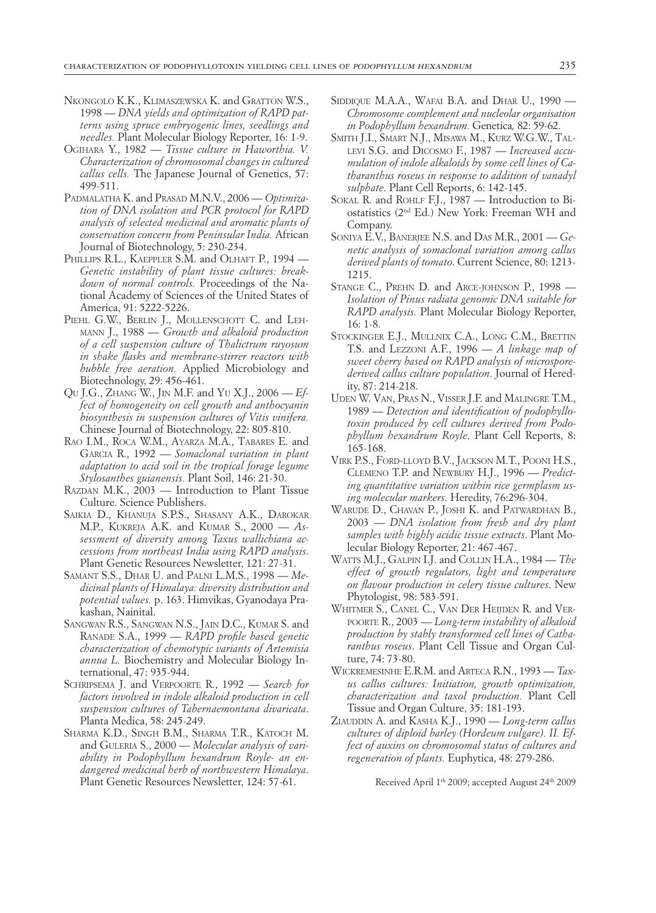Nkongolo K.K., Klimaszewska K. and Gratton W.S., 1998 — *DNA yields and optimization of RAPD patterns using spruce embryogenic lines, seedlings and needles.* Plant Molecular Biology Reporter, 16: 1-9.

Ogihara Y., 1982 — *Tissue culture in Haworthia. V. Characterization of chromosomal changes in cultured callus cells.* The Japanese Journal of Genetics, 57: 499-511.

Padmalatha K. and Prasad M.N.V., 2006 — *Optimization of DNA isolation and PCR protocol for RAPD analysis of selected medicinal and aromatic plants of conservation concern from Peninsular India.* African Journal of Biotechnology, 5: 230-234.

Phillips R.L., Kaeppler S.M. and Olhaft P., 1994 — *Genetic instability of plant tissue cultures: breakdown of normal controls.* Proceedings of the National Academy of Sciences of the United States of America, 91: 5222-5226.

Piehl G.W., Berlin J., Mollenschott C. and Lehmann J., 1988 — *Growth and alkaloid production of a cell suspension culture of Thalictrum ruyosum in shake flasks and membrane-stirrer reactors with bubble free aeration.* Applied Microbiology and Biotechnology, 29: 456-461.

Qu J.G., Zhang W., Jin M.F. and Yu X.J., 2006 — *Effect of homogeneity on cell growth and anthocyanin biosynthesis in suspension cultures of Vitis vinifera.* Chinese Journal of Biotechnology, 22: 805-810.

Rao I.M., Roca W.M., Ayarza M.A., Tabares E. and Garcia R., 1992 — *Somaclonal variation in plant adaptation to acid soil in the tropical forage legume Stylosanthes guianensis.* Plant Soil, 146: 21-30.

Razdan M.K., 2003 — Introduction to Plant Tissue Culture. Science Publishers.

Saikia D., Khanuja S.P.S., Shasany A.K., Darokar M.P., Kukreja A.K. and Kumar S., 2000 — *Assessment of diversity among Taxus wallichiana accessions from northeast India using RAPD analysis*. Plant Genetic Resources Newsletter, 121: 27-31.

Samant S.S., Dhar U. and Palni L.M.S., 1998 — *Medicinal plants of Himalaya: diversity distribution and potential values.* p. 163. Himvikas, Gyanodaya Prakashan, Nainital.

Sangwan R.S., Sangwan N.S., Jain D.C., Kumar S. and Ranade S.A., 1999 — *RAPD profile based genetic characterization of chemotypic variants of Artemisia annua L.* Biochemistry and Molecular Biology International, 47: 935-944.

Schripsema J. and Verpoorte R., 1992 — *Search for factors involved in indole alkaloid production in cell suspension cultures of Tabernaemontana divaricata*. Planta Medica, 58: 245-249.

Sharma K.D., Singh B.M., Sharma T.R., Katoch M. and Guleria S., 2000 — *Molecular analysis of variability in Podophyllum hexandrum Royle- an endangered medicinal herb of northwestern Himalaya*. Plant Genetic Resources Newsletter, 124: 57-61.

Siddique M.A.A., Wafai B.A. and Dhar U., 1990 — *Chromosome complement and nucleolar organisation in Podophyllum hexandrum.* Genetica*,* 82: 59-62.

Smith J.I., Smart N.J., Misawa M., Kurz W.G.W., Tallevi S.G. and Dicosmo F., 1987 — *Increased accumulation of indole alkaloids by some cell lines of Catharanthus roseus in response to addition of vanadyl sulphate*. Plant Cell Reports, 6: 142-145.

Sokal R. and Rohlf F.J., 1987 — Introduction to Biostatistics (2nd Ed.) New York: Freeman WH and Company.

Soniya E.V., Banerjee N.S. and Das M.R., 2001 — *Genetic analysis of somaclonal variation among callus derived plants of tomato*. Current Science, 80: 1213-1215.

Stange C., Prehn D. and Arce-johnson P., 1998 — *Isolation of Pinus radiata genomic DNA suitable for RAPD analysis.* Plant Molecular Biology Reporter, 16: 1-8.

Stockinger E.J., Mullnix C.A., Long C.M., Brettin T.S. and Lezzoni A.F., 1996 — *A linkage map of sweet cherry based on RAPD analysis of microspore-derived callus culture population.* Journal of Heredity, 87: 214-218.

Uden W. Van, Pras N., Visser J.F. and Malingre T.M., 1989 — *Detection and identification of podophyllotoxin produced by cell cultures derived from Podophyllum hexandrum Royle*. Plant Cell Reports, 8: 165-168.

Virk P.S., Ford-lloyd B.V., Jackson M.T., Pooni H.S., Clemeno T.P. and Newbury H.J., 1996 — *Predicting quantitative variation within rice germplasm using molecular markers*. Heredity, 76:296-304.

Warude D., Chavan P., Joshi K. and Patwardhan B., 2003 — *DNA isolation from fresh and dry plant samples with highly acidic tissue extracts*. Plant Molecular Biology Reporter, 21: 467-467.

Watts M.J., Galpin I.J. and Collin H.A., 1984 — *The effect of growth regulators, light and temperature on flavour production in celery tissue cultures*. New Phytologist, 98: 583-591.

Whitmer S., Canel C., Van Der Heijden R. and Verpoorte R., 2003 — *Long-term instability of alkaloid production by stably transformed cell lines of Catharanthus roseus*. Plant Cell Tissue and Organ Culture, 74: 73-80.

Wickremesinhe E.R.M. and Arteca R.N., 1993 — *Taxus callus cultures: Initiation, growth optimization, characterization and taxol production.* Plant Cell Tissue and Organ Culture, 35: 181-193.

Ziauddin A. and Kasha K.J., 1990 — *Long-term callus cultures of diploid barley (Hordeum vulgare). II. Effect of auxins on chromosomal status of cultures and regeneration of plants.* Euphytica, 48: 279-286.

Received April 1th 2009; accepted August 24th 2009